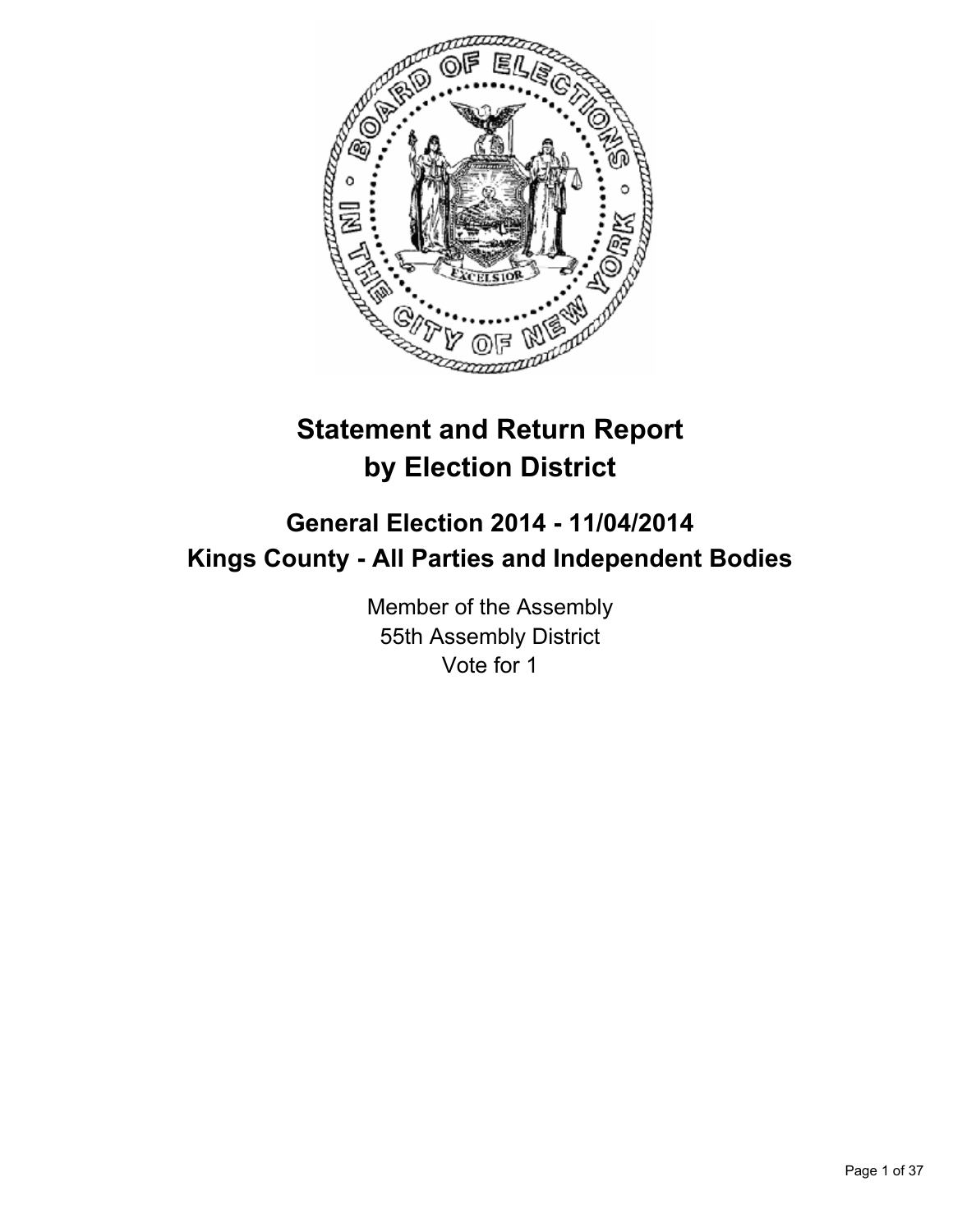# Statement and Return Report by Election District

## General Election 2014 - 11/04/2014
## Kings County - All Parties and Independent Bodies

Member of the Assembly
55th Assembly District
Vote for 1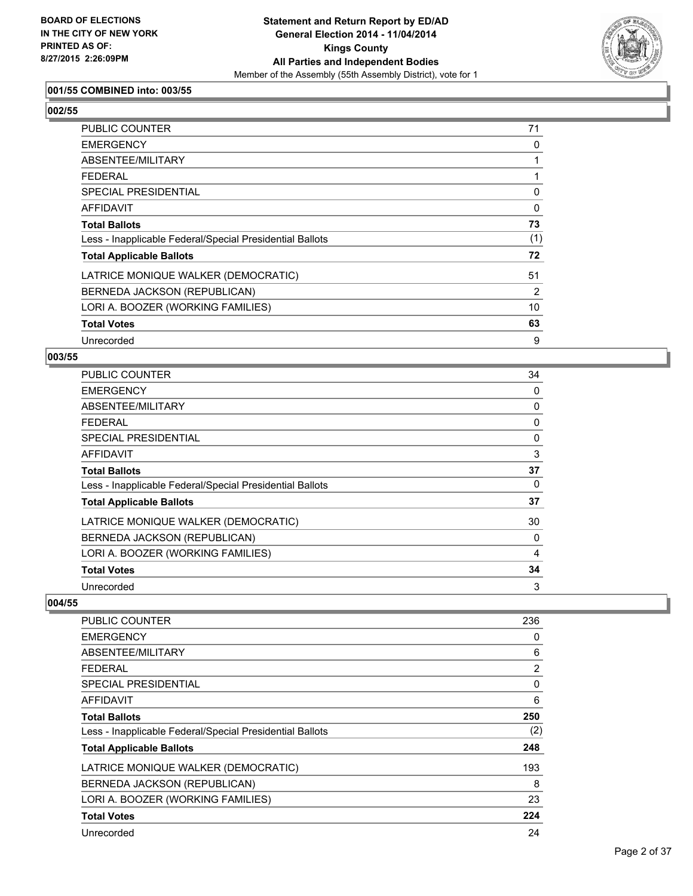**BOARD OF ELECTIONS IN THE CITY OF NEW YORK PRINTED AS OF: 8/27/2015 2:26:09PM**

**Statement and Return Report by ED/AD**
**General Election 2014 - 11/04/2014**
**Kings County**
**All Parties and Independent Bodies**
Member of the Assembly (55th Assembly District), vote for 1

### 001/55 COMBINED into: 003/55

### 002/55

| | |
|---|---|
| PUBLIC COUNTER | 71 |
| EMERGENCY | 0 |
| ABSENTEE/MILITARY | 1 |
| FEDERAL | 1 |
| SPECIAL PRESIDENTIAL | 0 |
| AFFIDAVIT | 0 |
| **Total Ballots** | **73** |
| Less - Inapplicable Federal/Special Presidential Ballots | (1) |
| **Total Applicable Ballots** | **72** |
| LATRICE MONIQUE WALKER (DEMOCRATIC) | 51 |
| BERNEDA JACKSON (REPUBLICAN) | 2 |
| LORI A. BOOZER (WORKING FAMILIES) | 10 |
| **Total Votes** | **63** |
| Unrecorded | 9 |

### 003/55

| | |
|---|---|
| PUBLIC COUNTER | 34 |
| EMERGENCY | 0 |
| ABSENTEE/MILITARY | 0 |
| FEDERAL | 0 |
| SPECIAL PRESIDENTIAL | 0 |
| AFFIDAVIT | 3 |
| **Total Ballots** | **37** |
| Less - Inapplicable Federal/Special Presidential Ballots | 0 |
| **Total Applicable Ballots** | **37** |
| LATRICE MONIQUE WALKER (DEMOCRATIC) | 30 |
| BERNEDA JACKSON (REPUBLICAN) | 0 |
| LORI A. BOOZER (WORKING FAMILIES) | 4 |
| **Total Votes** | **34** |
| Unrecorded | 3 |

### 004/55

| | |
|---|---|
| PUBLIC COUNTER | 236 |
| EMERGENCY | 0 |
| ABSENTEE/MILITARY | 6 |
| FEDERAL | 2 |
| SPECIAL PRESIDENTIAL | 0 |
| AFFIDAVIT | 6 |
| **Total Ballots** | **250** |
| Less - Inapplicable Federal/Special Presidential Ballots | (2) |
| **Total Applicable Ballots** | **248** |
| LATRICE MONIQUE WALKER (DEMOCRATIC) | 193 |
| BERNEDA JACKSON (REPUBLICAN) | 8 |
| LORI A. BOOZER (WORKING FAMILIES) | 23 |
| **Total Votes** | **224** |
| Unrecorded | 24 |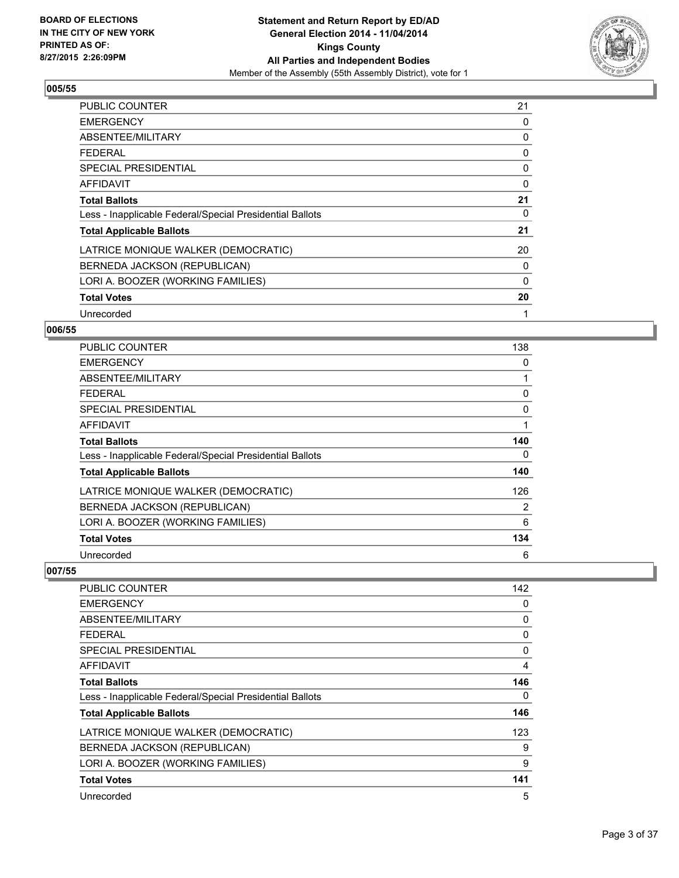### 005/55

| | |
|---|---|
| PUBLIC COUNTER | 21 |
| EMERGENCY | 0 |
| ABSENTEE/MILITARY | 0 |
| FEDERAL | 0 |
| SPECIAL PRESIDENTIAL | 0 |
| AFFIDAVIT | 0 |
| **Total Ballots** | **21** |
| Less - Inapplicable Federal/Special Presidential Ballots | 0 |
| **Total Applicable Ballots** | **21** |
| LATRICE MONIQUE WALKER (DEMOCRATIC) | 20 |
| BERNEDA JACKSON (REPUBLICAN) | 0 |
| LORI A. BOOZER (WORKING FAMILIES) | 0 |
| **Total Votes** | **20** |
| Unrecorded | 1 |

### 006/55

| | |
|---|---|
| PUBLIC COUNTER | 138 |
| EMERGENCY | 0 |
| ABSENTEE/MILITARY | 1 |
| FEDERAL | 0 |
| SPECIAL PRESIDENTIAL | 0 |
| AFFIDAVIT | 1 |
| **Total Ballots** | **140** |
| Less - Inapplicable Federal/Special Presidential Ballots | 0 |
| **Total Applicable Ballots** | **140** |
| LATRICE MONIQUE WALKER (DEMOCRATIC) | 126 |
| BERNEDA JACKSON (REPUBLICAN) | 2 |
| LORI A. BOOZER (WORKING FAMILIES) | 6 |
| **Total Votes** | **134** |
| Unrecorded | 6 |

### 007/55

| | |
|---|---|
| PUBLIC COUNTER | 142 |
| EMERGENCY | 0 |
| ABSENTEE/MILITARY | 0 |
| FEDERAL | 0 |
| SPECIAL PRESIDENTIAL | 0 |
| AFFIDAVIT | 4 |
| **Total Ballots** | **146** |
| Less - Inapplicable Federal/Special Presidential Ballots | 0 |
| **Total Applicable Ballots** | **146** |
| LATRICE MONIQUE WALKER (DEMOCRATIC) | 123 |
| BERNEDA JACKSON (REPUBLICAN) | 9 |
| LORI A. BOOZER (WORKING FAMILIES) | 9 |
| **Total Votes** | **141** |
| Unrecorded | 5 |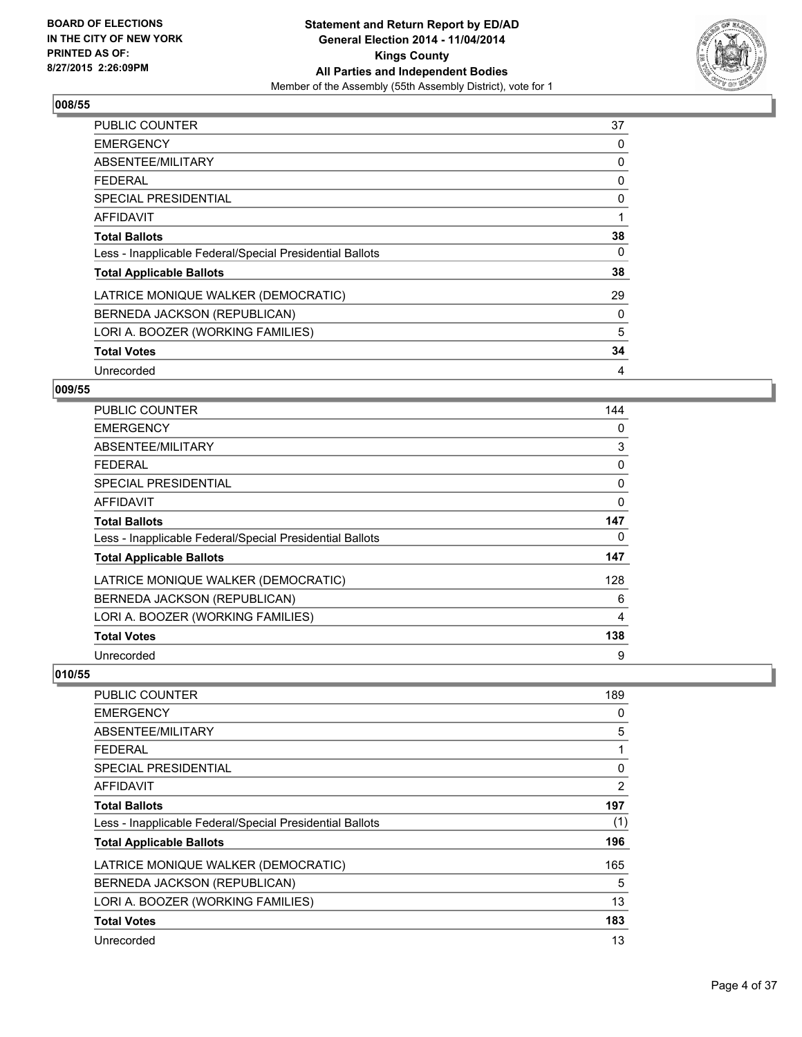### 008/55

| | |
|---|---|
| PUBLIC COUNTER | 37 |
| EMERGENCY | 0 |
| ABSENTEE/MILITARY | 0 |
| FEDERAL | 0 |
| SPECIAL PRESIDENTIAL | 0 |
| AFFIDAVIT | 1 |
| **Total Ballots** | **38** |
| Less - Inapplicable Federal/Special Presidential Ballots | 0 |
| **Total Applicable Ballots** | **38** |
| LATRICE MONIQUE WALKER (DEMOCRATIC) | 29 |
| BERNEDA JACKSON (REPUBLICAN) | 0 |
| LORI A. BOOZER (WORKING FAMILIES) | 5 |
| **Total Votes** | **34** |
| Unrecorded | 4 |

### 009/55

| | |
|---|---|
| PUBLIC COUNTER | 144 |
| EMERGENCY | 0 |
| ABSENTEE/MILITARY | 3 |
| FEDERAL | 0 |
| SPECIAL PRESIDENTIAL | 0 |
| AFFIDAVIT | 0 |
| **Total Ballots** | **147** |
| Less - Inapplicable Federal/Special Presidential Ballots | 0 |
| **Total Applicable Ballots** | **147** |
| LATRICE MONIQUE WALKER (DEMOCRATIC) | 128 |
| BERNEDA JACKSON (REPUBLICAN) | 6 |
| LORI A. BOOZER (WORKING FAMILIES) | 4 |
| **Total Votes** | **138** |
| Unrecorded | 9 |

### 010/55

| | |
|---|---|
| PUBLIC COUNTER | 189 |
| EMERGENCY | 0 |
| ABSENTEE/MILITARY | 5 |
| FEDERAL | 1 |
| SPECIAL PRESIDENTIAL | 0 |
| AFFIDAVIT | 2 |
| **Total Ballots** | **197** |
| Less - Inapplicable Federal/Special Presidential Ballots | (1) |
| **Total Applicable Ballots** | **196** |
| LATRICE MONIQUE WALKER (DEMOCRATIC) | 165 |
| BERNEDA JACKSON (REPUBLICAN) | 5 |
| LORI A. BOOZER (WORKING FAMILIES) | 13 |
| **Total Votes** | **183** |
| Unrecorded | 13 |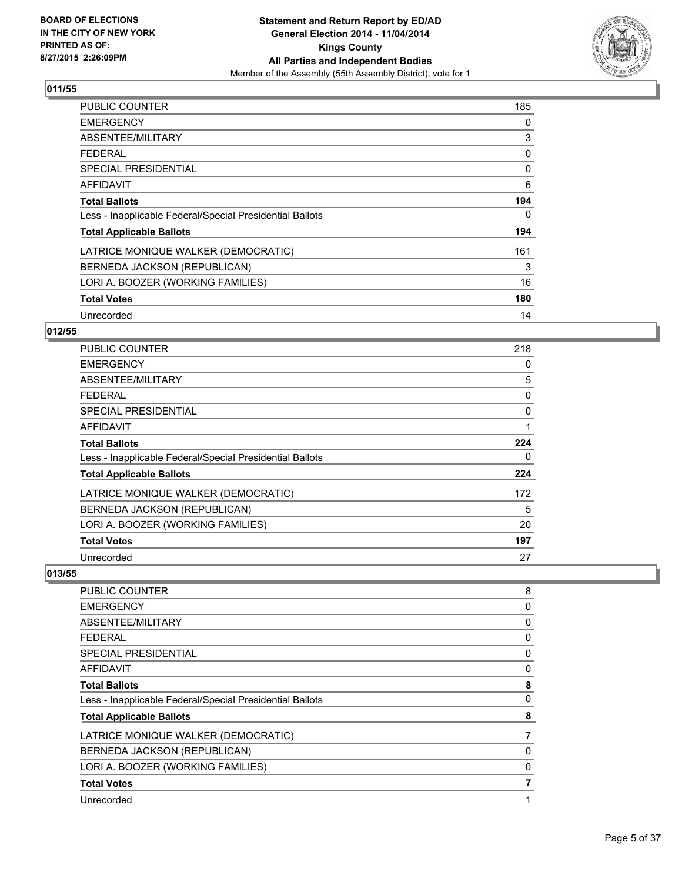## 011/55

| | |
|---|---|
| PUBLIC COUNTER | 185 |
| EMERGENCY | 0 |
| ABSENTEE/MILITARY | 3 |
| FEDERAL | 0 |
| SPECIAL PRESIDENTIAL | 0 |
| AFFIDAVIT | 6 |
| **Total Ballots** | **194** |
| Less - Inapplicable Federal/Special Presidential Ballots | 0 |
| **Total Applicable Ballots** | **194** |
| LATRICE MONIQUE WALKER (DEMOCRATIC) | 161 |
| BERNEDA JACKSON (REPUBLICAN) | 3 |
| LORI A. BOOZER (WORKING FAMILIES) | 16 |
| **Total Votes** | **180** |
| Unrecorded | 14 |

## 012/55

| | |
|---|---|
| PUBLIC COUNTER | 218 |
| EMERGENCY | 0 |
| ABSENTEE/MILITARY | 5 |
| FEDERAL | 0 |
| SPECIAL PRESIDENTIAL | 0 |
| AFFIDAVIT | 1 |
| **Total Ballots** | **224** |
| Less - Inapplicable Federal/Special Presidential Ballots | 0 |
| **Total Applicable Ballots** | **224** |
| LATRICE MONIQUE WALKER (DEMOCRATIC) | 172 |
| BERNEDA JACKSON (REPUBLICAN) | 5 |
| LORI A. BOOZER (WORKING FAMILIES) | 20 |
| **Total Votes** | **197** |
| Unrecorded | 27 |

## 013/55

| | |
|---|---|
| PUBLIC COUNTER | 8 |
| EMERGENCY | 0 |
| ABSENTEE/MILITARY | 0 |
| FEDERAL | 0 |
| SPECIAL PRESIDENTIAL | 0 |
| AFFIDAVIT | 0 |
| **Total Ballots** | **8** |
| Less - Inapplicable Federal/Special Presidential Ballots | 0 |
| **Total Applicable Ballots** | **8** |
| LATRICE MONIQUE WALKER (DEMOCRATIC) | 7 |
| BERNEDA JACKSON (REPUBLICAN) | 0 |
| LORI A. BOOZER (WORKING FAMILIES) | 0 |
| **Total Votes** | **7** |
| Unrecorded | 1 |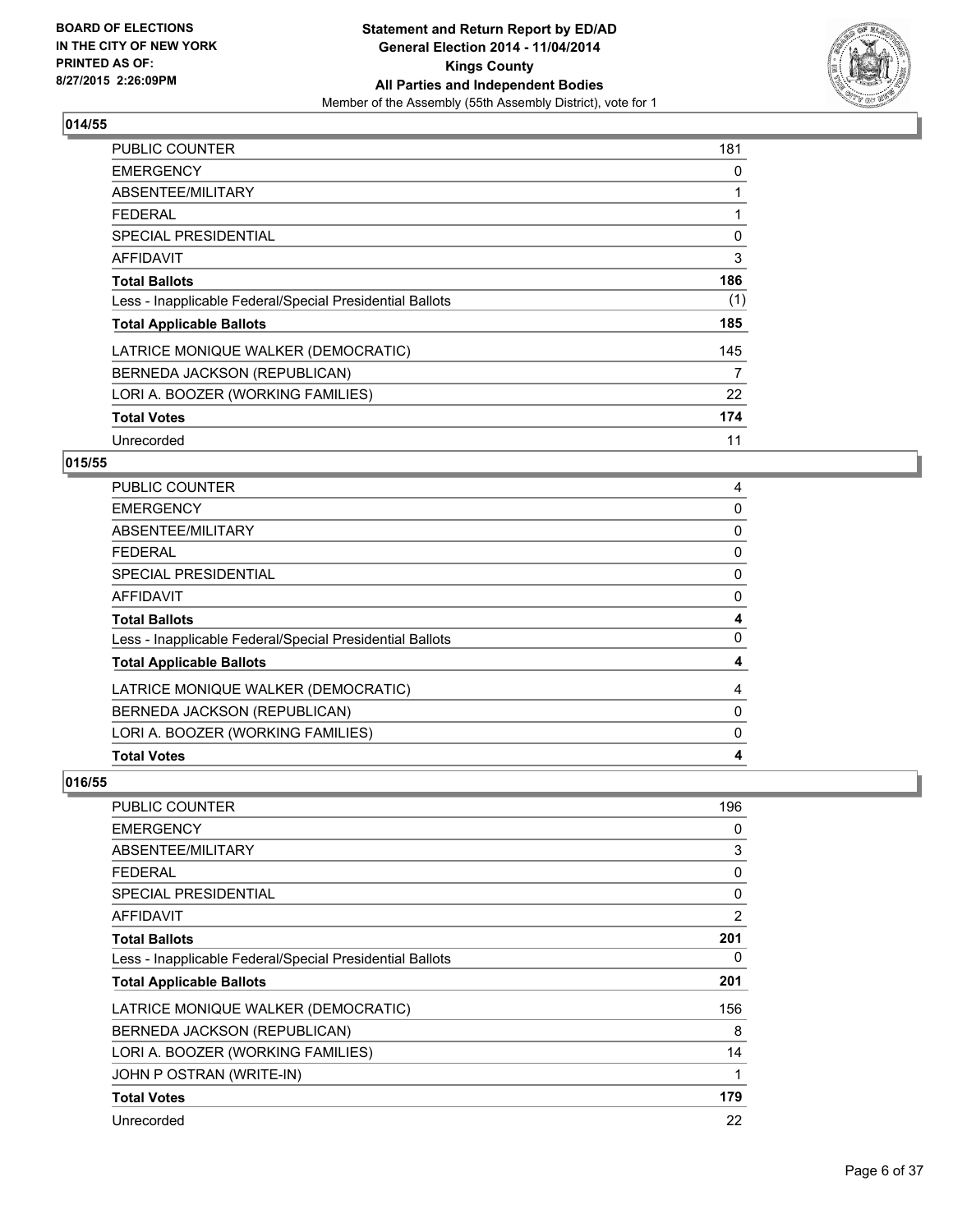BOARD OF ELECTIONS
IN THE CITY OF NEW YORK
PRINTED AS OF:
8/27/2015 2:26:09PM

**Statement and Return Report by ED/AD**
**General Election 2014 - 11/04/2014**
**Kings County**
**All Parties and Independent Bodies**
Member of the Assembly (55th Assembly District), vote for 1

### 014/55

| | |
|---|---|
| PUBLIC COUNTER | 181 |
| EMERGENCY | 0 |
| ABSENTEE/MILITARY | 1 |
| FEDERAL | 1 |
| SPECIAL PRESIDENTIAL | 0 |
| AFFIDAVIT | 3 |
| **Total Ballots** | **186** |
| Less - Inapplicable Federal/Special Presidential Ballots | (1) |
| **Total Applicable Ballots** | **185** |
| LATRICE MONIQUE WALKER (DEMOCRATIC) | 145 |
| BERNEDA JACKSON (REPUBLICAN) | 7 |
| LORI A. BOOZER (WORKING FAMILIES) | 22 |
| **Total Votes** | **174** |
| Unrecorded | 11 |

### 015/55

| | |
|---|---|
| PUBLIC COUNTER | 4 |
| EMERGENCY | 0 |
| ABSENTEE/MILITARY | 0 |
| FEDERAL | 0 |
| SPECIAL PRESIDENTIAL | 0 |
| AFFIDAVIT | 0 |
| **Total Ballots** | **4** |
| Less - Inapplicable Federal/Special Presidential Ballots | 0 |
| **Total Applicable Ballots** | **4** |
| LATRICE MONIQUE WALKER (DEMOCRATIC) | 4 |
| BERNEDA JACKSON (REPUBLICAN) | 0 |
| LORI A. BOOZER (WORKING FAMILIES) | 0 |
| **Total Votes** | **4** |

### 016/55

| | |
|---|---|
| PUBLIC COUNTER | 196 |
| EMERGENCY | 0 |
| ABSENTEE/MILITARY | 3 |
| FEDERAL | 0 |
| SPECIAL PRESIDENTIAL | 0 |
| AFFIDAVIT | 2 |
| **Total Ballots** | **201** |
| Less - Inapplicable Federal/Special Presidential Ballots | 0 |
| **Total Applicable Ballots** | **201** |
| LATRICE MONIQUE WALKER (DEMOCRATIC) | 156 |
| BERNEDA JACKSON (REPUBLICAN) | 8 |
| LORI A. BOOZER (WORKING FAMILIES) | 14 |
| JOHN P OSTRAN (WRITE-IN) | 1 |
| **Total Votes** | **179** |
| Unrecorded | 22 |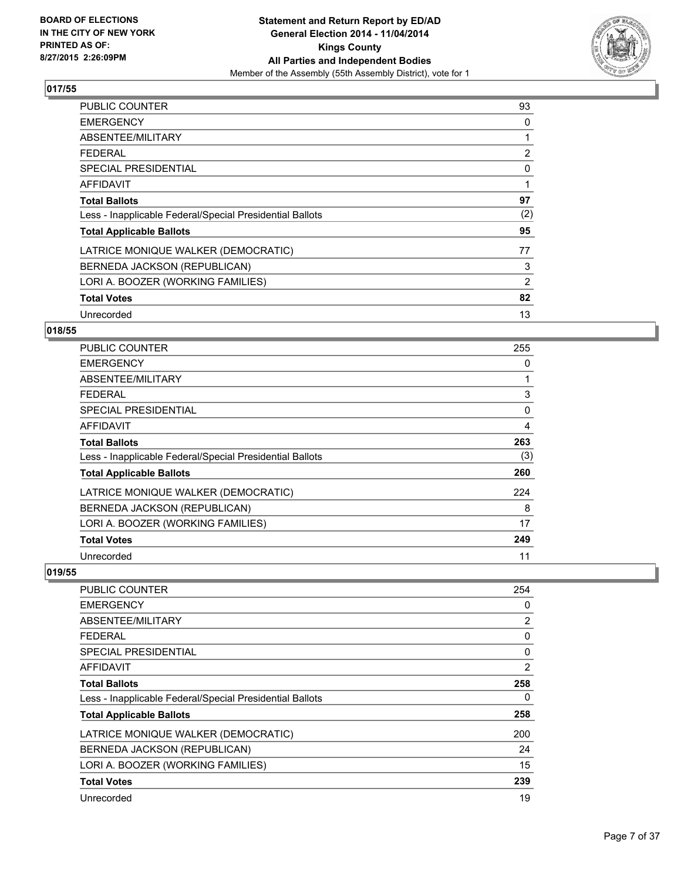**BOARD OF ELECTIONS IN THE CITY OF NEW YORK PRINTED AS OF: 8/27/2015 2:26:09PM**

**Statement and Return Report by ED/AD General Election 2014 - 11/04/2014 Kings County All Parties and Independent Bodies**

Member of the Assembly (55th Assembly District), vote for 1

## 017/55

| | |
|---|---|
| PUBLIC COUNTER | 93 |
| EMERGENCY | 0 |
| ABSENTEE/MILITARY | 1 |
| FEDERAL | 2 |
| SPECIAL PRESIDENTIAL | 0 |
| AFFIDAVIT | 1 |
| **Total Ballots** | **97** |
| Less - Inapplicable Federal/Special Presidential Ballots | (2) |
| **Total Applicable Ballots** | **95** |
| LATRICE MONIQUE WALKER (DEMOCRATIC) | 77 |
| BERNEDA JACKSON (REPUBLICAN) | 3 |
| LORI A. BOOZER (WORKING FAMILIES) | 2 |
| **Total Votes** | **82** |
| Unrecorded | 13 |

## 018/55

| | |
|---|---|
| PUBLIC COUNTER | 255 |
| EMERGENCY | 0 |
| ABSENTEE/MILITARY | 1 |
| FEDERAL | 3 |
| SPECIAL PRESIDENTIAL | 0 |
| AFFIDAVIT | 4 |
| **Total Ballots** | **263** |
| Less - Inapplicable Federal/Special Presidential Ballots | (3) |
| **Total Applicable Ballots** | **260** |
| LATRICE MONIQUE WALKER (DEMOCRATIC) | 224 |
| BERNEDA JACKSON (REPUBLICAN) | 8 |
| LORI A. BOOZER (WORKING FAMILIES) | 17 |
| **Total Votes** | **249** |
| Unrecorded | 11 |

## 019/55

| | |
|---|---|
| PUBLIC COUNTER | 254 |
| EMERGENCY | 0 |
| ABSENTEE/MILITARY | 2 |
| FEDERAL | 0 |
| SPECIAL PRESIDENTIAL | 0 |
| AFFIDAVIT | 2 |
| **Total Ballots** | **258** |
| Less - Inapplicable Federal/Special Presidential Ballots | 0 |
| **Total Applicable Ballots** | **258** |
| LATRICE MONIQUE WALKER (DEMOCRATIC) | 200 |
| BERNEDA JACKSON (REPUBLICAN) | 24 |
| LORI A. BOOZER (WORKING FAMILIES) | 15 |
| **Total Votes** | **239** |
| Unrecorded | 19 |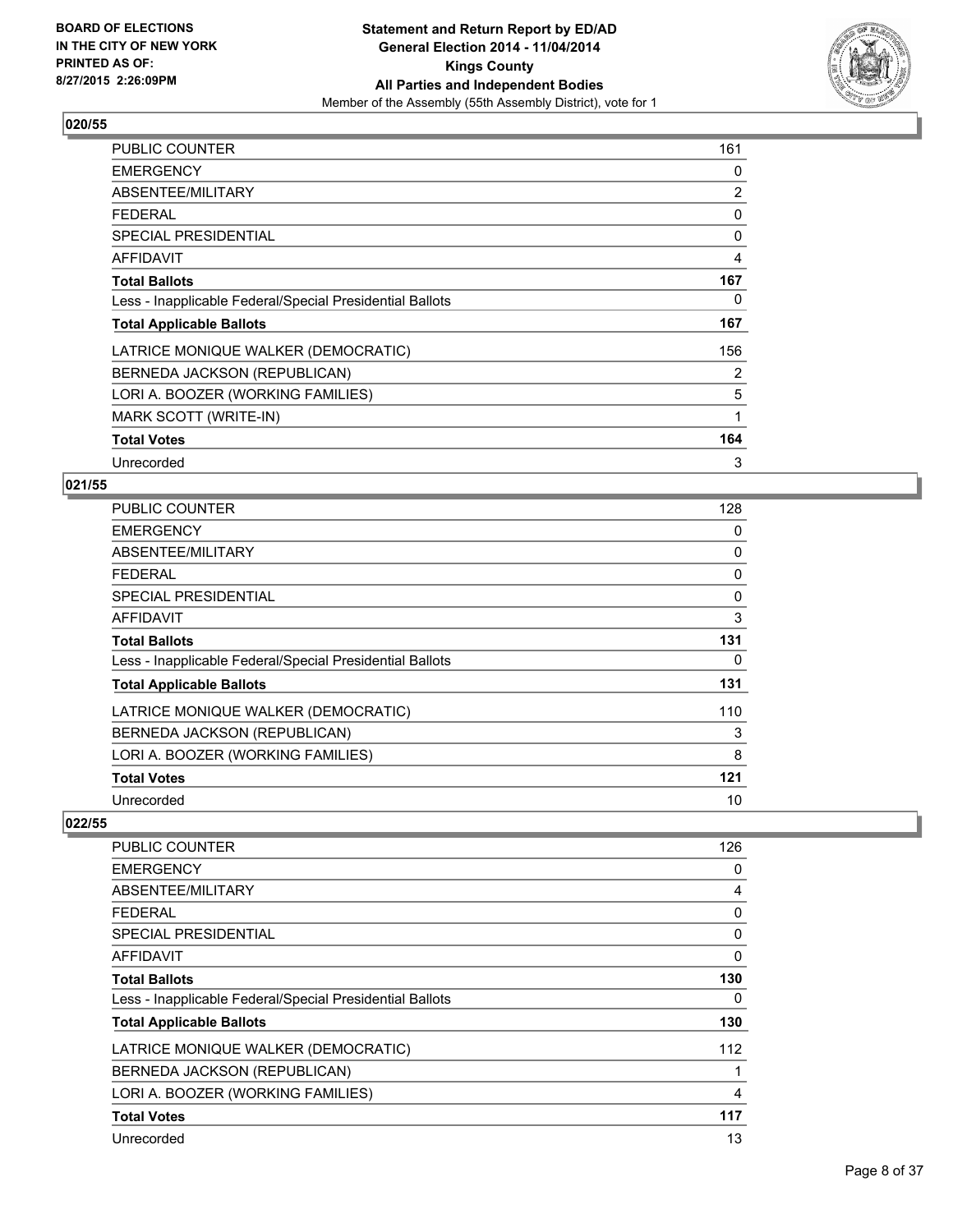**Statement and Return Report by ED/AD**
**General Election 2014 - 11/04/2014**
**Kings County**
**All Parties and Independent Bodies**
Member of the Assembly (55th Assembly District), vote for 1

**BOARD OF ELECTIONS IN THE CITY OF NEW YORK PRINTED AS OF: 8/27/2015 2:26:09PM**

## 020/55

| | |
|---|---|
| PUBLIC COUNTER | 161 |
| EMERGENCY | 0 |
| ABSENTEE/MILITARY | 2 |
| FEDERAL | 0 |
| SPECIAL PRESIDENTIAL | 0 |
| AFFIDAVIT | 4 |
| **Total Ballots** | **167** |
| Less - Inapplicable Federal/Special Presidential Ballots | 0 |
| **Total Applicable Ballots** | **167** |
| LATRICE MONIQUE WALKER (DEMOCRATIC) | 156 |
| BERNEDA JACKSON (REPUBLICAN) | 2 |
| LORI A. BOOZER (WORKING FAMILIES) | 5 |
| MARK SCOTT (WRITE-IN) | 1 |
| **Total Votes** | **164** |
| Unrecorded | 3 |

## 021/55

| | |
|---|---|
| PUBLIC COUNTER | 128 |
| EMERGENCY | 0 |
| ABSENTEE/MILITARY | 0 |
| FEDERAL | 0 |
| SPECIAL PRESIDENTIAL | 0 |
| AFFIDAVIT | 3 |
| **Total Ballots** | **131** |
| Less - Inapplicable Federal/Special Presidential Ballots | 0 |
| **Total Applicable Ballots** | **131** |
| LATRICE MONIQUE WALKER (DEMOCRATIC) | 110 |
| BERNEDA JACKSON (REPUBLICAN) | 3 |
| LORI A. BOOZER (WORKING FAMILIES) | 8 |
| **Total Votes** | **121** |
| Unrecorded | 10 |

## 022/55

| | |
|---|---|
| PUBLIC COUNTER | 126 |
| EMERGENCY | 0 |
| ABSENTEE/MILITARY | 4 |
| FEDERAL | 0 |
| SPECIAL PRESIDENTIAL | 0 |
| AFFIDAVIT | 0 |
| **Total Ballots** | **130** |
| Less - Inapplicable Federal/Special Presidential Ballots | 0 |
| **Total Applicable Ballots** | **130** |
| LATRICE MONIQUE WALKER (DEMOCRATIC) | 112 |
| BERNEDA JACKSON (REPUBLICAN) | 1 |
| LORI A. BOOZER (WORKING FAMILIES) | 4 |
| **Total Votes** | **117** |
| Unrecorded | 13 |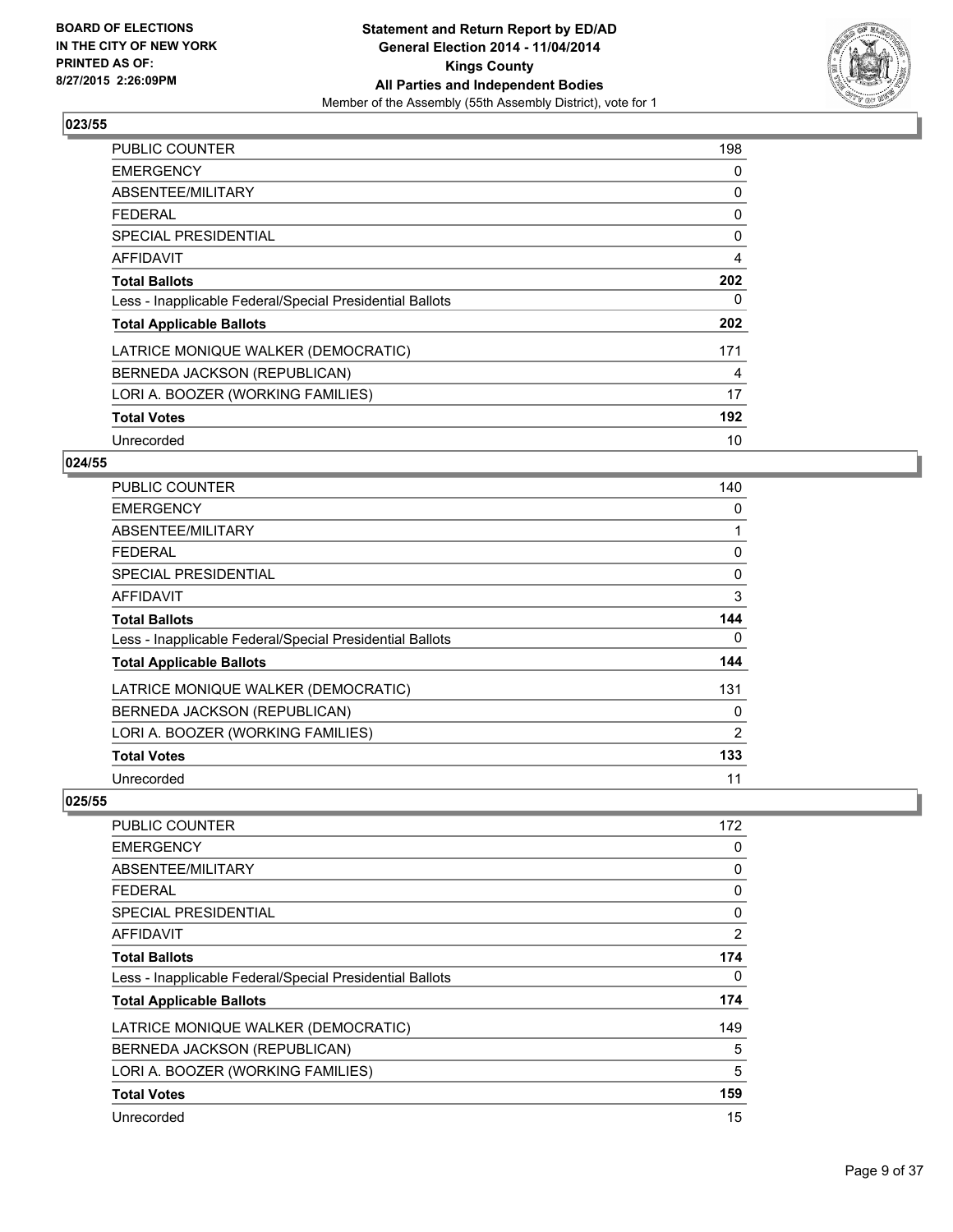## 023/55

| | |
|---|---|
| PUBLIC COUNTER | 198 |
| EMERGENCY | 0 |
| ABSENTEE/MILITARY | 0 |
| FEDERAL | 0 |
| SPECIAL PRESIDENTIAL | 0 |
| AFFIDAVIT | 4 |
| **Total Ballots** | **202** |
| Less - Inapplicable Federal/Special Presidential Ballots | 0 |
| **Total Applicable Ballots** | **202** |
| LATRICE MONIQUE WALKER (DEMOCRATIC) | 171 |
| BERNEDA JACKSON (REPUBLICAN) | 4 |
| LORI A. BOOZER (WORKING FAMILIES) | 17 |
| **Total Votes** | **192** |
| Unrecorded | 10 |

## 024/55

| | |
|---|---|
| PUBLIC COUNTER | 140 |
| EMERGENCY | 0 |
| ABSENTEE/MILITARY | 1 |
| FEDERAL | 0 |
| SPECIAL PRESIDENTIAL | 0 |
| AFFIDAVIT | 3 |
| **Total Ballots** | **144** |
| Less - Inapplicable Federal/Special Presidential Ballots | 0 |
| **Total Applicable Ballots** | **144** |
| LATRICE MONIQUE WALKER (DEMOCRATIC) | 131 |
| BERNEDA JACKSON (REPUBLICAN) | 0 |
| LORI A. BOOZER (WORKING FAMILIES) | 2 |
| **Total Votes** | **133** |
| Unrecorded | 11 |

## 025/55

| | |
|---|---|
| PUBLIC COUNTER | 172 |
| EMERGENCY | 0 |
| ABSENTEE/MILITARY | 0 |
| FEDERAL | 0 |
| SPECIAL PRESIDENTIAL | 0 |
| AFFIDAVIT | 2 |
| **Total Ballots** | **174** |
| Less - Inapplicable Federal/Special Presidential Ballots | 0 |
| **Total Applicable Ballots** | **174** |
| LATRICE MONIQUE WALKER (DEMOCRATIC) | 149 |
| BERNEDA JACKSON (REPUBLICAN) | 5 |
| LORI A. BOOZER (WORKING FAMILIES) | 5 |
| **Total Votes** | **159** |
| Unrecorded | 15 |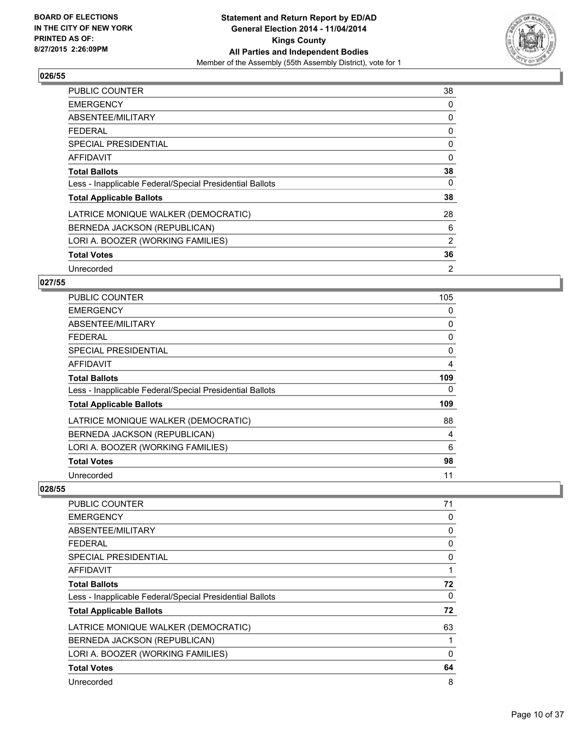## 026/55

| | |
|---|---|
| PUBLIC COUNTER | 38 |
| EMERGENCY | 0 |
| ABSENTEE/MILITARY | 0 |
| FEDERAL | 0 |
| SPECIAL PRESIDENTIAL | 0 |
| AFFIDAVIT | 0 |
| **Total Ballots** | **38** |
| Less - Inapplicable Federal/Special Presidential Ballots | 0 |
| **Total Applicable Ballots** | **38** |
| LATRICE MONIQUE WALKER (DEMOCRATIC) | 28 |
| BERNEDA JACKSON (REPUBLICAN) | 6 |
| LORI A. BOOZER (WORKING FAMILIES) | 2 |
| **Total Votes** | **36** |
| Unrecorded | 2 |

## 027/55

| | |
|---|---|
| PUBLIC COUNTER | 105 |
| EMERGENCY | 0 |
| ABSENTEE/MILITARY | 0 |
| FEDERAL | 0 |
| SPECIAL PRESIDENTIAL | 0 |
| AFFIDAVIT | 4 |
| **Total Ballots** | **109** |
| Less - Inapplicable Federal/Special Presidential Ballots | 0 |
| **Total Applicable Ballots** | **109** |
| LATRICE MONIQUE WALKER (DEMOCRATIC) | 88 |
| BERNEDA JACKSON (REPUBLICAN) | 4 |
| LORI A. BOOZER (WORKING FAMILIES) | 6 |
| **Total Votes** | **98** |
| Unrecorded | 11 |

## 028/55

| | |
|---|---|
| PUBLIC COUNTER | 71 |
| EMERGENCY | 0 |
| ABSENTEE/MILITARY | 0 |
| FEDERAL | 0 |
| SPECIAL PRESIDENTIAL | 0 |
| AFFIDAVIT | 1 |
| **Total Ballots** | **72** |
| Less - Inapplicable Federal/Special Presidential Ballots | 0 |
| **Total Applicable Ballots** | **72** |
| LATRICE MONIQUE WALKER (DEMOCRATIC) | 63 |
| BERNEDA JACKSON (REPUBLICAN) | 1 |
| LORI A. BOOZER (WORKING FAMILIES) | 0 |
| **Total Votes** | **64** |
| Unrecorded | 8 |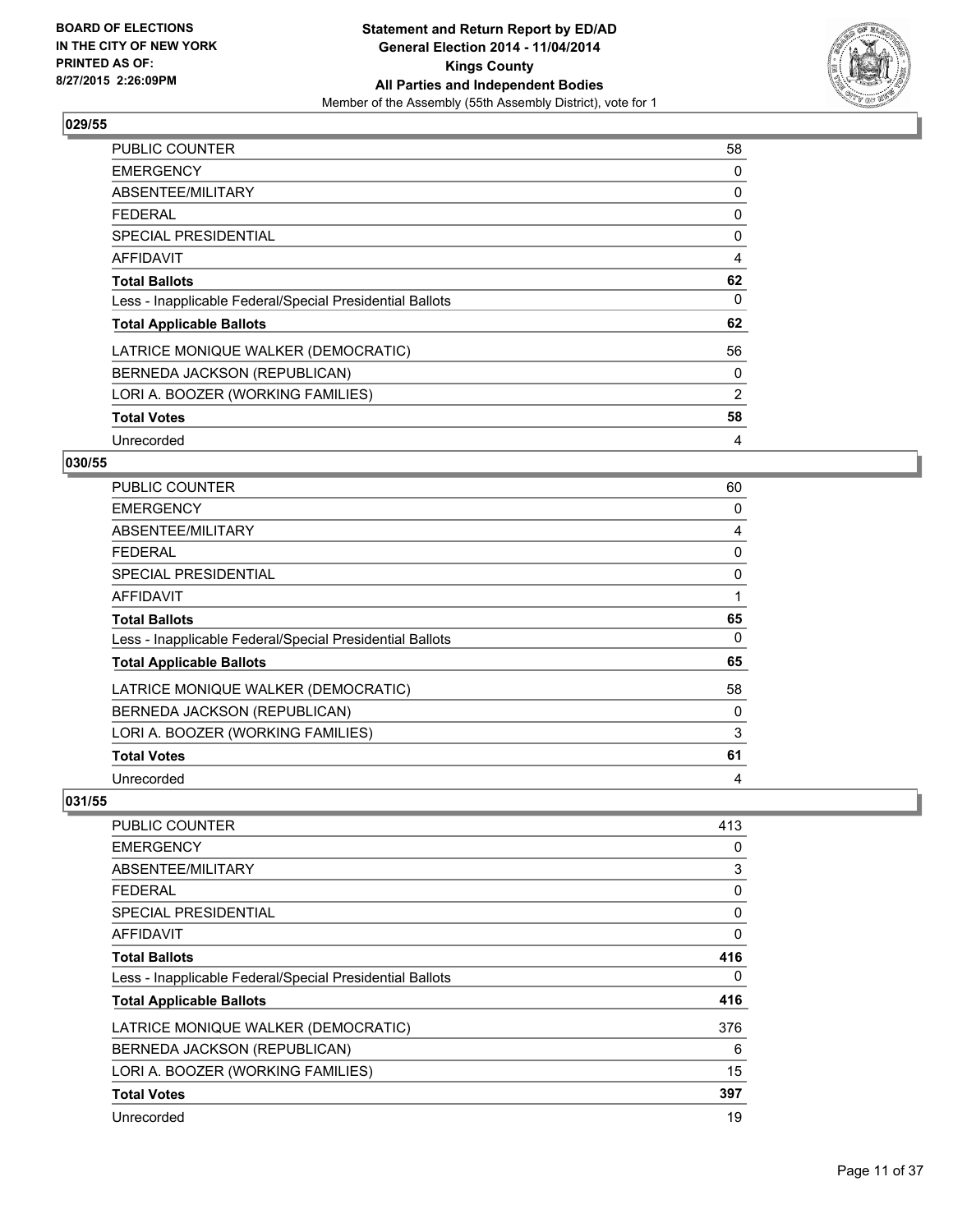**Statement and Return Report by ED/AD**
**General Election 2014 - 11/04/2014**
**Kings County**
**All Parties and Independent Bodies**
Member of the Assembly (55th Assembly District), vote for 1

BOARD OF ELECTIONS
IN THE CITY OF NEW YORK
PRINTED AS OF:
8/27/2015 2:26:09PM

### 029/55

| | |
|---|---|
| PUBLIC COUNTER | 58 |
| EMERGENCY | 0 |
| ABSENTEE/MILITARY | 0 |
| FEDERAL | 0 |
| SPECIAL PRESIDENTIAL | 0 |
| AFFIDAVIT | 4 |
| **Total Ballots** | **62** |
| Less - Inapplicable Federal/Special Presidential Ballots | 0 |
| **Total Applicable Ballots** | **62** |
| LATRICE MONIQUE WALKER (DEMOCRATIC) | 56 |
| BERNEDA JACKSON (REPUBLICAN) | 0 |
| LORI A. BOOZER (WORKING FAMILIES) | 2 |
| **Total Votes** | **58** |
| Unrecorded | 4 |

### 030/55

| | |
|---|---|
| PUBLIC COUNTER | 60 |
| EMERGENCY | 0 |
| ABSENTEE/MILITARY | 4 |
| FEDERAL | 0 |
| SPECIAL PRESIDENTIAL | 0 |
| AFFIDAVIT | 1 |
| **Total Ballots** | **65** |
| Less - Inapplicable Federal/Special Presidential Ballots | 0 |
| **Total Applicable Ballots** | **65** |
| LATRICE MONIQUE WALKER (DEMOCRATIC) | 58 |
| BERNEDA JACKSON (REPUBLICAN) | 0 |
| LORI A. BOOZER (WORKING FAMILIES) | 3 |
| **Total Votes** | **61** |
| Unrecorded | 4 |

### 031/55

| | |
|---|---|
| PUBLIC COUNTER | 413 |
| EMERGENCY | 0 |
| ABSENTEE/MILITARY | 3 |
| FEDERAL | 0 |
| SPECIAL PRESIDENTIAL | 0 |
| AFFIDAVIT | 0 |
| **Total Ballots** | **416** |
| Less - Inapplicable Federal/Special Presidential Ballots | 0 |
| **Total Applicable Ballots** | **416** |
| LATRICE MONIQUE WALKER (DEMOCRATIC) | 376 |
| BERNEDA JACKSON (REPUBLICAN) | 6 |
| LORI A. BOOZER (WORKING FAMILIES) | 15 |
| **Total Votes** | **397** |
| Unrecorded | 19 |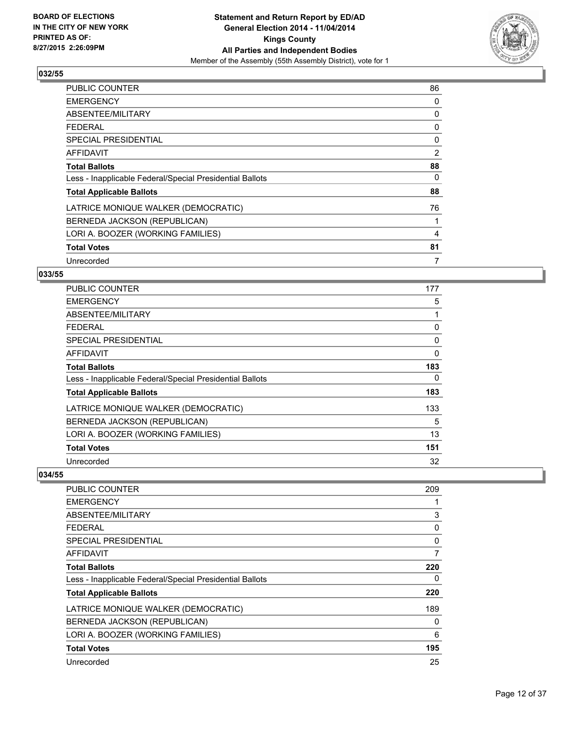## 032/55

| | |
|---|---|
| PUBLIC COUNTER | 86 |
| EMERGENCY | 0 |
| ABSENTEE/MILITARY | 0 |
| FEDERAL | 0 |
| SPECIAL PRESIDENTIAL | 0 |
| AFFIDAVIT | 2 |
| **Total Ballots** | **88** |
| Less - Inapplicable Federal/Special Presidential Ballots | 0 |
| **Total Applicable Ballots** | **88** |
| LATRICE MONIQUE WALKER (DEMOCRATIC) | 76 |
| BERNEDA JACKSON (REPUBLICAN) | 1 |
| LORI A. BOOZER (WORKING FAMILIES) | 4 |
| **Total Votes** | **81** |
| Unrecorded | 7 |

## 033/55

| | |
|---|---|
| PUBLIC COUNTER | 177 |
| EMERGENCY | 5 |
| ABSENTEE/MILITARY | 1 |
| FEDERAL | 0 |
| SPECIAL PRESIDENTIAL | 0 |
| AFFIDAVIT | 0 |
| **Total Ballots** | **183** |
| Less - Inapplicable Federal/Special Presidential Ballots | 0 |
| **Total Applicable Ballots** | **183** |
| LATRICE MONIQUE WALKER (DEMOCRATIC) | 133 |
| BERNEDA JACKSON (REPUBLICAN) | 5 |
| LORI A. BOOZER (WORKING FAMILIES) | 13 |
| **Total Votes** | **151** |
| Unrecorded | 32 |

## 034/55

| | |
|---|---|
| PUBLIC COUNTER | 209 |
| EMERGENCY | 1 |
| ABSENTEE/MILITARY | 3 |
| FEDERAL | 0 |
| SPECIAL PRESIDENTIAL | 0 |
| AFFIDAVIT | 7 |
| **Total Ballots** | **220** |
| Less - Inapplicable Federal/Special Presidential Ballots | 0 |
| **Total Applicable Ballots** | **220** |
| LATRICE MONIQUE WALKER (DEMOCRATIC) | 189 |
| BERNEDA JACKSON (REPUBLICAN) | 0 |
| LORI A. BOOZER (WORKING FAMILIES) | 6 |
| **Total Votes** | **195** |
| Unrecorded | 25 |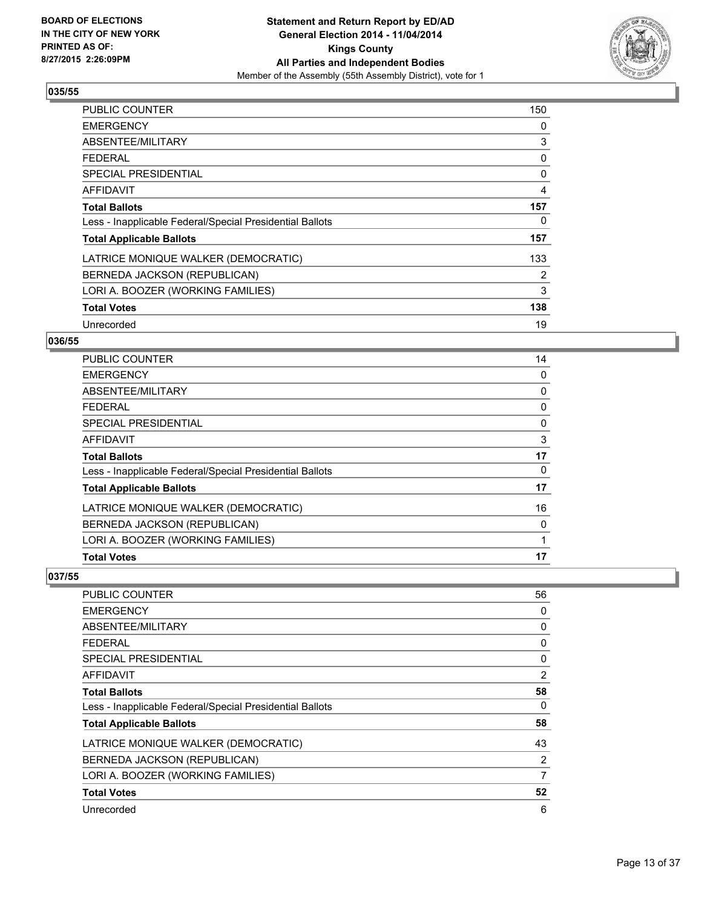BOARD OF ELECTIONS
IN THE CITY OF NEW YORK
PRINTED AS OF:
8/27/2015 2:26:09PM

**Statement and Return Report by ED/AD**
**General Election 2014 - 11/04/2014**
**Kings County**
**All Parties and Independent Bodies**
Member of the Assembly (55th Assembly District), vote for 1

## 035/55

| | |
|---|---|
| PUBLIC COUNTER | 150 |
| EMERGENCY | 0 |
| ABSENTEE/MILITARY | 3 |
| FEDERAL | 0 |
| SPECIAL PRESIDENTIAL | 0 |
| AFFIDAVIT | 4 |
| **Total Ballots** | **157** |
| Less - Inapplicable Federal/Special Presidential Ballots | 0 |
| **Total Applicable Ballots** | **157** |
| LATRICE MONIQUE WALKER (DEMOCRATIC) | 133 |
| BERNEDA JACKSON (REPUBLICAN) | 2 |
| LORI A. BOOZER (WORKING FAMILIES) | 3 |
| **Total Votes** | **138** |
| Unrecorded | 19 |

## 036/55

| | |
|---|---|
| PUBLIC COUNTER | 14 |
| EMERGENCY | 0 |
| ABSENTEE/MILITARY | 0 |
| FEDERAL | 0 |
| SPECIAL PRESIDENTIAL | 0 |
| AFFIDAVIT | 3 |
| **Total Ballots** | **17** |
| Less - Inapplicable Federal/Special Presidential Ballots | 0 |
| **Total Applicable Ballots** | **17** |
| LATRICE MONIQUE WALKER (DEMOCRATIC) | 16 |
| BERNEDA JACKSON (REPUBLICAN) | 0 |
| LORI A. BOOZER (WORKING FAMILIES) | 1 |
| **Total Votes** | **17** |

## 037/55

| | |
|---|---|
| PUBLIC COUNTER | 56 |
| EMERGENCY | 0 |
| ABSENTEE/MILITARY | 0 |
| FEDERAL | 0 |
| SPECIAL PRESIDENTIAL | 0 |
| AFFIDAVIT | 2 |
| **Total Ballots** | **58** |
| Less - Inapplicable Federal/Special Presidential Ballots | 0 |
| **Total Applicable Ballots** | **58** |
| LATRICE MONIQUE WALKER (DEMOCRATIC) | 43 |
| BERNEDA JACKSON (REPUBLICAN) | 2 |
| LORI A. BOOZER (WORKING FAMILIES) | 7 |
| **Total Votes** | **52** |
| Unrecorded | 6 |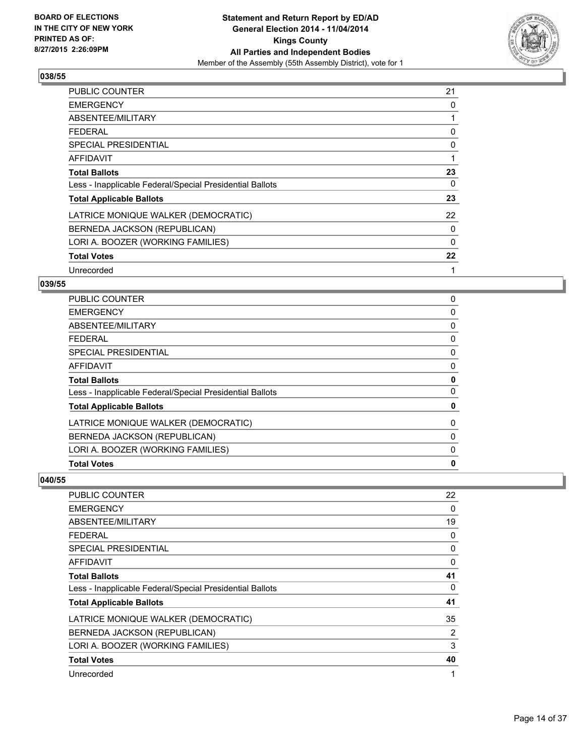## 038/55

| | |
|---|---|
| PUBLIC COUNTER | 21 |
| EMERGENCY | 0 |
| ABSENTEE/MILITARY | 1 |
| FEDERAL | 0 |
| SPECIAL PRESIDENTIAL | 0 |
| AFFIDAVIT | 1 |
| **Total Ballots** | **23** |
| Less - Inapplicable Federal/Special Presidential Ballots | 0 |
| **Total Applicable Ballots** | **23** |
| LATRICE MONIQUE WALKER (DEMOCRATIC) | 22 |
| BERNEDA JACKSON (REPUBLICAN) | 0 |
| LORI A. BOOZER (WORKING FAMILIES) | 0 |
| **Total Votes** | **22** |
| Unrecorded | 1 |

## 039/55

| | |
|---|---|
| PUBLIC COUNTER | 0 |
| EMERGENCY | 0 |
| ABSENTEE/MILITARY | 0 |
| FEDERAL | 0 |
| SPECIAL PRESIDENTIAL | 0 |
| AFFIDAVIT | 0 |
| **Total Ballots** | **0** |
| Less - Inapplicable Federal/Special Presidential Ballots | 0 |
| **Total Applicable Ballots** | **0** |
| LATRICE MONIQUE WALKER (DEMOCRATIC) | 0 |
| BERNEDA JACKSON (REPUBLICAN) | 0 |
| LORI A. BOOZER (WORKING FAMILIES) | 0 |
| **Total Votes** | **0** |

## 040/55

| | |
|---|---|
| PUBLIC COUNTER | 22 |
| EMERGENCY | 0 |
| ABSENTEE/MILITARY | 19 |
| FEDERAL | 0 |
| SPECIAL PRESIDENTIAL | 0 |
| AFFIDAVIT | 0 |
| **Total Ballots** | **41** |
| Less - Inapplicable Federal/Special Presidential Ballots | 0 |
| **Total Applicable Ballots** | **41** |
| LATRICE MONIQUE WALKER (DEMOCRATIC) | 35 |
| BERNEDA JACKSON (REPUBLICAN) | 2 |
| LORI A. BOOZER (WORKING FAMILIES) | 3 |
| **Total Votes** | **40** |
| Unrecorded | 1 |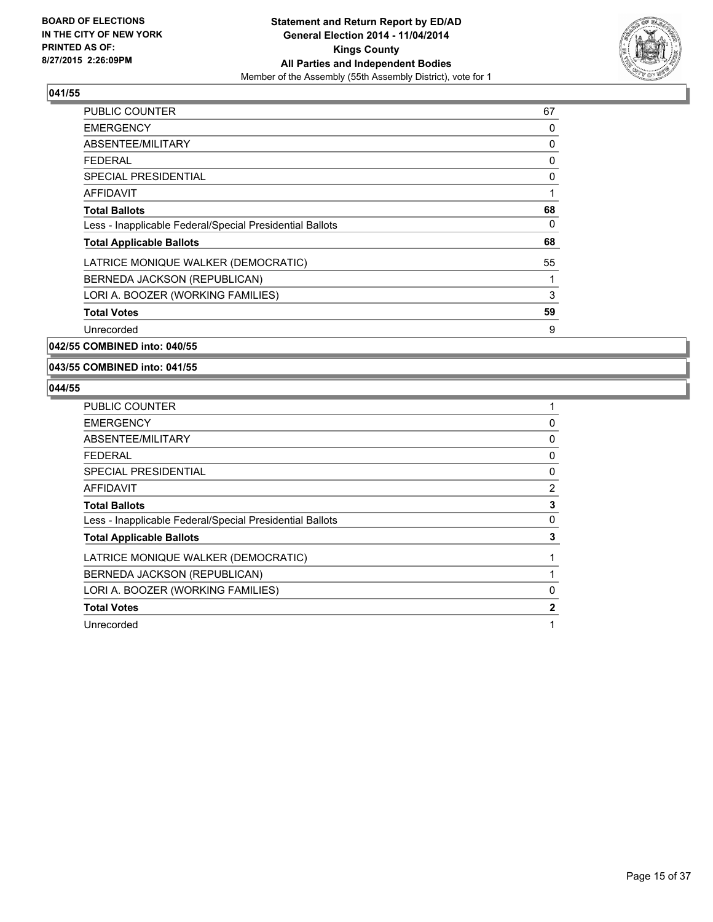## 041/55

| | |
|---|---|
| PUBLIC COUNTER | 67 |
| EMERGENCY | 0 |
| ABSENTEE/MILITARY | 0 |
| FEDERAL | 0 |
| SPECIAL PRESIDENTIAL | 0 |
| AFFIDAVIT | 1 |
| **Total Ballots** | **68** |
| Less - Inapplicable Federal/Special Presidential Ballots | 0 |
| **Total Applicable Ballots** | **68** |
| LATRICE MONIQUE WALKER (DEMOCRATIC) | 55 |
| BERNEDA JACKSON (REPUBLICAN) | 1 |
| LORI A. BOOZER (WORKING FAMILIES) | 3 |
| **Total Votes** | **59** |
| Unrecorded | 9 |

## 042/55 COMBINED into: 040/55

## 043/55 COMBINED into: 041/55

## 044/55

| | |
|---|---|
| PUBLIC COUNTER | 1 |
| EMERGENCY | 0 |
| ABSENTEE/MILITARY | 0 |
| FEDERAL | 0 |
| SPECIAL PRESIDENTIAL | 0 |
| AFFIDAVIT | 2 |
| **Total Ballots** | **3** |
| Less - Inapplicable Federal/Special Presidential Ballots | 0 |
| **Total Applicable Ballots** | **3** |
| LATRICE MONIQUE WALKER (DEMOCRATIC) | 1 |
| BERNEDA JACKSON (REPUBLICAN) | 1 |
| LORI A. BOOZER (WORKING FAMILIES) | 0 |
| **Total Votes** | **2** |
| Unrecorded | 1 |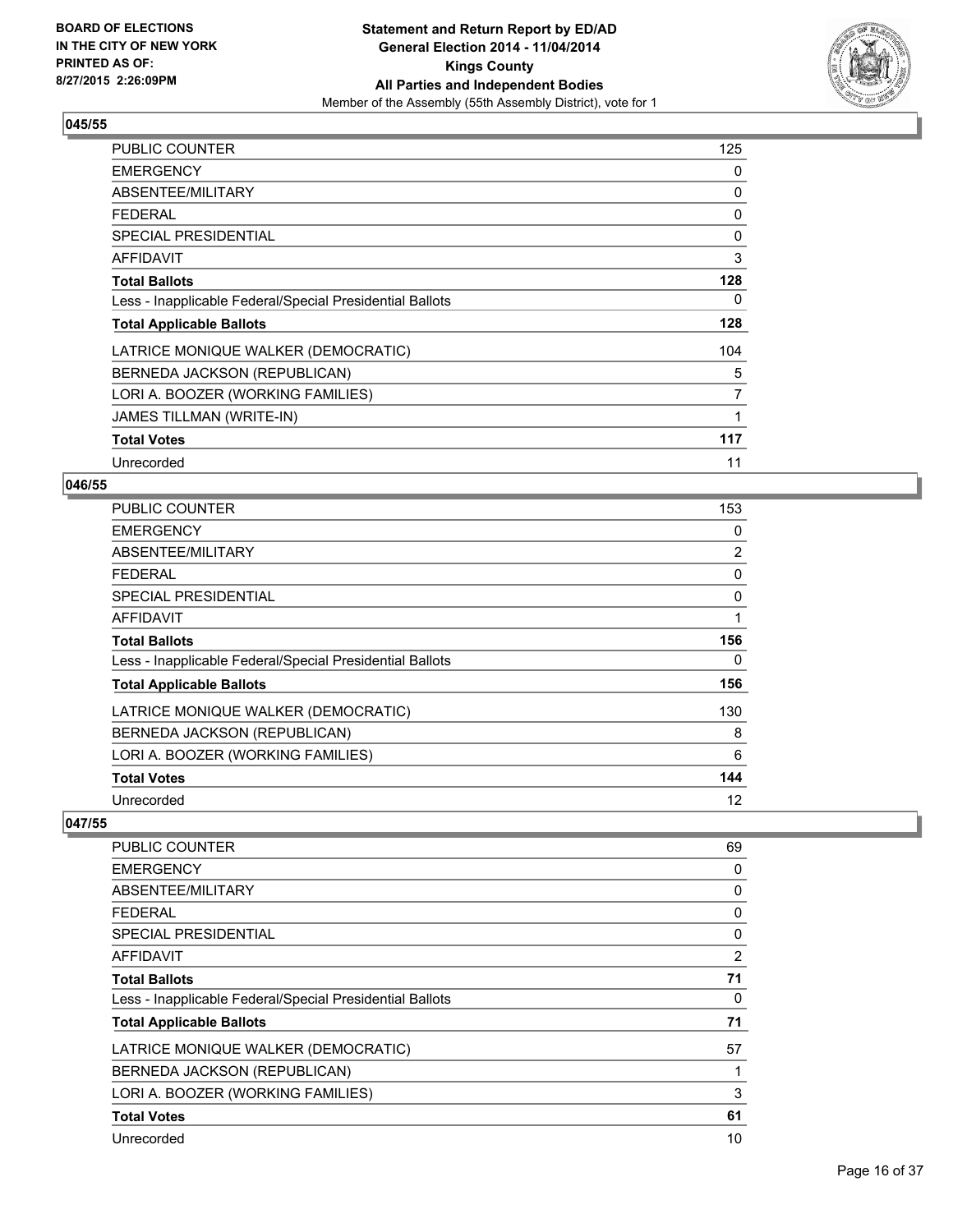### 045/55

| | |
|---|---|
| PUBLIC COUNTER | 125 |
| EMERGENCY | 0 |
| ABSENTEE/MILITARY | 0 |
| FEDERAL | 0 |
| SPECIAL PRESIDENTIAL | 0 |
| AFFIDAVIT | 3 |
| **Total Ballots** | **128** |
| Less - Inapplicable Federal/Special Presidential Ballots | 0 |
| **Total Applicable Ballots** | **128** |
| LATRICE MONIQUE WALKER (DEMOCRATIC) | 104 |
| BERNEDA JACKSON (REPUBLICAN) | 5 |
| LORI A. BOOZER (WORKING FAMILIES) | 7 |
| JAMES TILLMAN (WRITE-IN) | 1 |
| **Total Votes** | **117** |
| Unrecorded | 11 |

### 046/55

| | |
|---|---|
| PUBLIC COUNTER | 153 |
| EMERGENCY | 0 |
| ABSENTEE/MILITARY | 2 |
| FEDERAL | 0 |
| SPECIAL PRESIDENTIAL | 0 |
| AFFIDAVIT | 1 |
| **Total Ballots** | **156** |
| Less - Inapplicable Federal/Special Presidential Ballots | 0 |
| **Total Applicable Ballots** | **156** |
| LATRICE MONIQUE WALKER (DEMOCRATIC) | 130 |
| BERNEDA JACKSON (REPUBLICAN) | 8 |
| LORI A. BOOZER (WORKING FAMILIES) | 6 |
| **Total Votes** | **144** |
| Unrecorded | 12 |

### 047/55

| | |
|---|---|
| PUBLIC COUNTER | 69 |
| EMERGENCY | 0 |
| ABSENTEE/MILITARY | 0 |
| FEDERAL | 0 |
| SPECIAL PRESIDENTIAL | 0 |
| AFFIDAVIT | 2 |
| **Total Ballots** | **71** |
| Less - Inapplicable Federal/Special Presidential Ballots | 0 |
| **Total Applicable Ballots** | **71** |
| LATRICE MONIQUE WALKER (DEMOCRATIC) | 57 |
| BERNEDA JACKSON (REPUBLICAN) | 1 |
| LORI A. BOOZER (WORKING FAMILIES) | 3 |
| **Total Votes** | **61** |
| Unrecorded | 10 |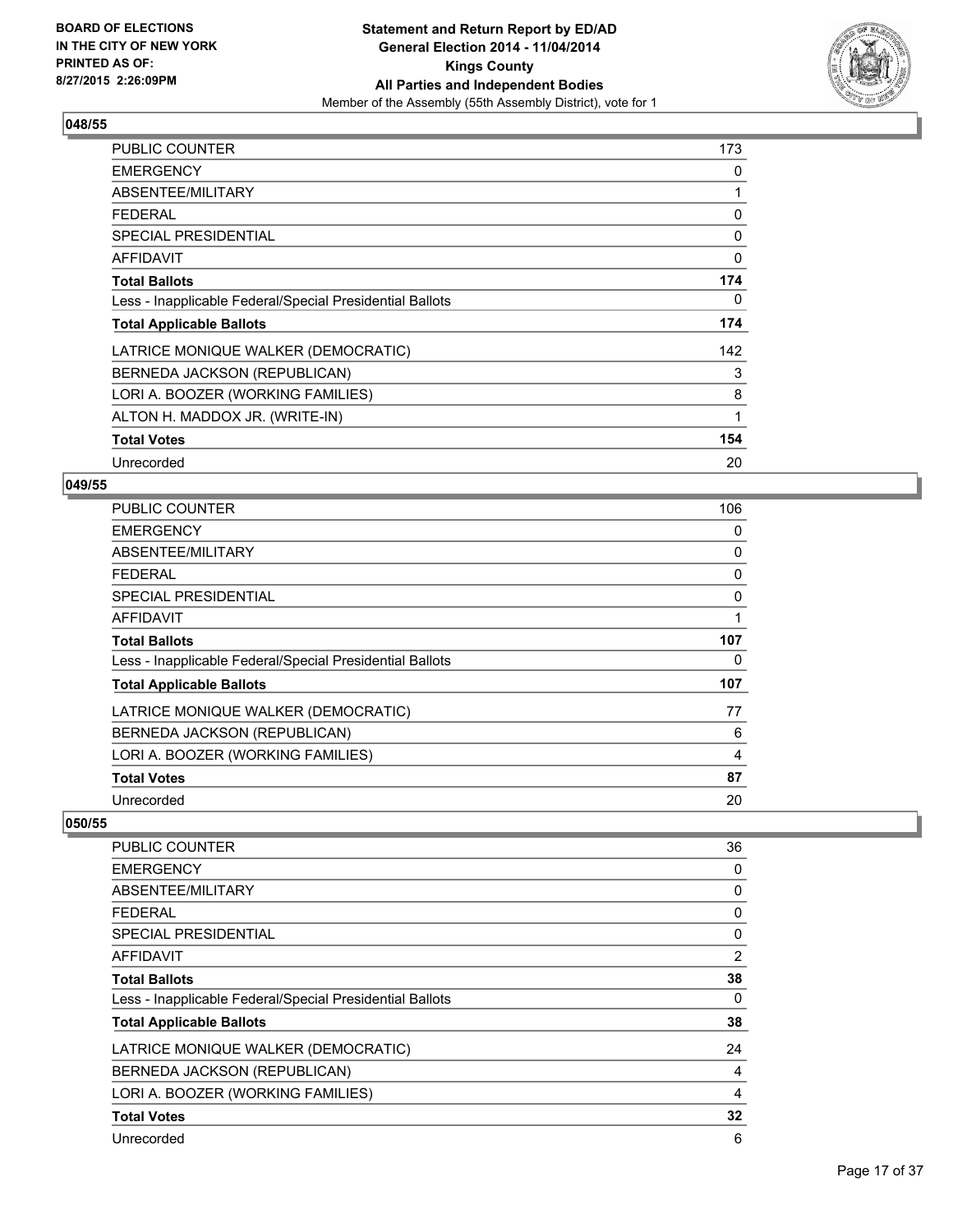## 048/55

| | |
|---|---|
| PUBLIC COUNTER | 173 |
| EMERGENCY | 0 |
| ABSENTEE/MILITARY | 1 |
| FEDERAL | 0 |
| SPECIAL PRESIDENTIAL | 0 |
| AFFIDAVIT | 0 |
| **Total Ballots** | **174** |
| Less - Inapplicable Federal/Special Presidential Ballots | 0 |
| **Total Applicable Ballots** | **174** |
| LATRICE MONIQUE WALKER (DEMOCRATIC) | 142 |
| BERNEDA JACKSON (REPUBLICAN) | 3 |
| LORI A. BOOZER (WORKING FAMILIES) | 8 |
| ALTON H. MADDOX JR. (WRITE-IN) | 1 |
| **Total Votes** | **154** |
| Unrecorded | 20 |

## 049/55

| | |
|---|---|
| PUBLIC COUNTER | 106 |
| EMERGENCY | 0 |
| ABSENTEE/MILITARY | 0 |
| FEDERAL | 0 |
| SPECIAL PRESIDENTIAL | 0 |
| AFFIDAVIT | 1 |
| **Total Ballots** | **107** |
| Less - Inapplicable Federal/Special Presidential Ballots | 0 |
| **Total Applicable Ballots** | **107** |
| LATRICE MONIQUE WALKER (DEMOCRATIC) | 77 |
| BERNEDA JACKSON (REPUBLICAN) | 6 |
| LORI A. BOOZER (WORKING FAMILIES) | 4 |
| **Total Votes** | **87** |
| Unrecorded | 20 |

## 050/55

| | |
|---|---|
| PUBLIC COUNTER | 36 |
| EMERGENCY | 0 |
| ABSENTEE/MILITARY | 0 |
| FEDERAL | 0 |
| SPECIAL PRESIDENTIAL | 0 |
| AFFIDAVIT | 2 |
| **Total Ballots** | **38** |
| Less - Inapplicable Federal/Special Presidential Ballots | 0 |
| **Total Applicable Ballots** | **38** |
| LATRICE MONIQUE WALKER (DEMOCRATIC) | 24 |
| BERNEDA JACKSON (REPUBLICAN) | 4 |
| LORI A. BOOZER (WORKING FAMILIES) | 4 |
| **Total Votes** | **32** |
| Unrecorded | 6 |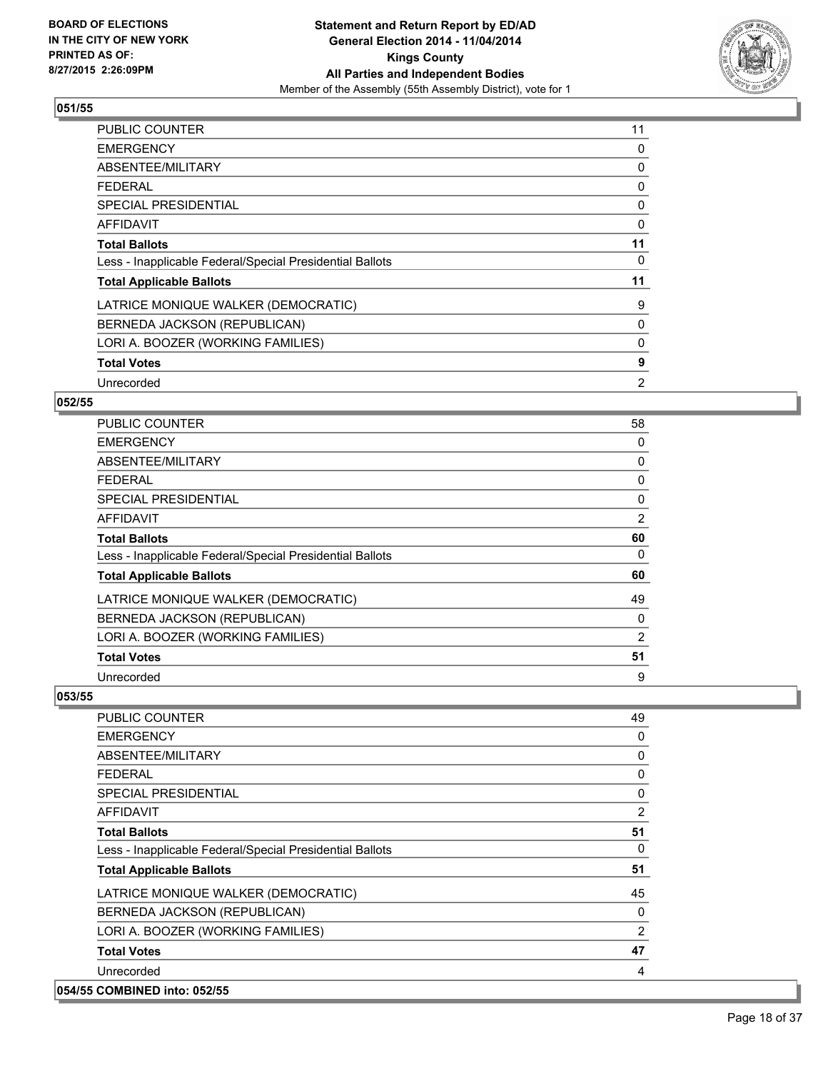## 051/55

| | |
|---|---|
| PUBLIC COUNTER | 11 |
| EMERGENCY | 0 |
| ABSENTEE/MILITARY | 0 |
| FEDERAL | 0 |
| SPECIAL PRESIDENTIAL | 0 |
| AFFIDAVIT | 0 |
| **Total Ballots** | **11** |
| Less - Inapplicable Federal/Special Presidential Ballots | 0 |
| **Total Applicable Ballots** | **11** |
| LATRICE MONIQUE WALKER (DEMOCRATIC) | 9 |
| BERNEDA JACKSON (REPUBLICAN) | 0 |
| LORI A. BOOZER (WORKING FAMILIES) | 0 |
| **Total Votes** | **9** |
| Unrecorded | 2 |

## 052/55

| | |
|---|---|
| PUBLIC COUNTER | 58 |
| EMERGENCY | 0 |
| ABSENTEE/MILITARY | 0 |
| FEDERAL | 0 |
| SPECIAL PRESIDENTIAL | 0 |
| AFFIDAVIT | 2 |
| **Total Ballots** | **60** |
| Less - Inapplicable Federal/Special Presidential Ballots | 0 |
| **Total Applicable Ballots** | **60** |
| LATRICE MONIQUE WALKER (DEMOCRATIC) | 49 |
| BERNEDA JACKSON (REPUBLICAN) | 0 |
| LORI A. BOOZER (WORKING FAMILIES) | 2 |
| **Total Votes** | **51** |
| Unrecorded | 9 |

## 053/55

| | |
|---|---|
| PUBLIC COUNTER | 49 |
| EMERGENCY | 0 |
| ABSENTEE/MILITARY | 0 |
| FEDERAL | 0 |
| SPECIAL PRESIDENTIAL | 0 |
| AFFIDAVIT | 2 |
| **Total Ballots** | **51** |
| Less - Inapplicable Federal/Special Presidential Ballots | 0 |
| **Total Applicable Ballots** | **51** |
| LATRICE MONIQUE WALKER (DEMOCRATIC) | 45 |
| BERNEDA JACKSON (REPUBLICAN) | 0 |
| LORI A. BOOZER (WORKING FAMILIES) | 2 |
| **Total Votes** | **47** |
| Unrecorded | 4 |

## 054/55 COMBINED into: 052/55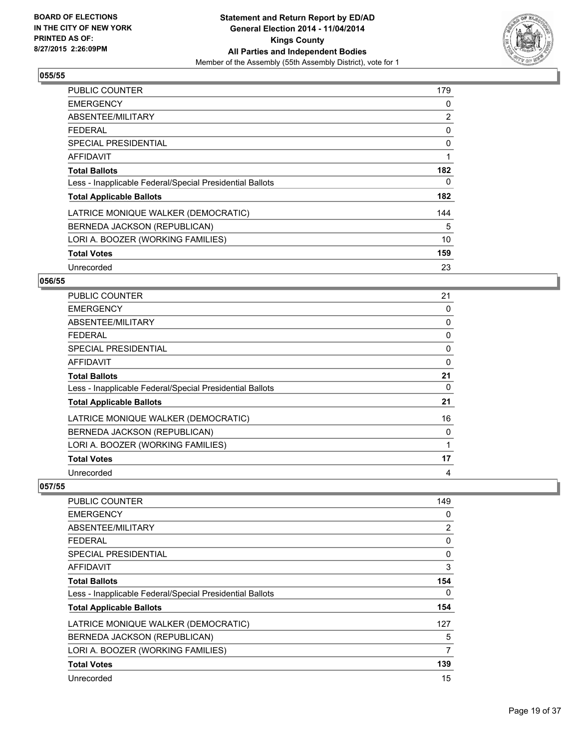## 055/55

| | |
|---|---|
| PUBLIC COUNTER | 179 |
| EMERGENCY | 0 |
| ABSENTEE/MILITARY | 2 |
| FEDERAL | 0 |
| SPECIAL PRESIDENTIAL | 0 |
| AFFIDAVIT | 1 |
| **Total Ballots** | **182** |
| Less - Inapplicable Federal/Special Presidential Ballots | 0 |
| **Total Applicable Ballots** | **182** |
| LATRICE MONIQUE WALKER (DEMOCRATIC) | 144 |
| BERNEDA JACKSON (REPUBLICAN) | 5 |
| LORI A. BOOZER (WORKING FAMILIES) | 10 |
| **Total Votes** | **159** |
| Unrecorded | 23 |

## 056/55

| | |
|---|---|
| PUBLIC COUNTER | 21 |
| EMERGENCY | 0 |
| ABSENTEE/MILITARY | 0 |
| FEDERAL | 0 |
| SPECIAL PRESIDENTIAL | 0 |
| AFFIDAVIT | 0 |
| **Total Ballots** | **21** |
| Less - Inapplicable Federal/Special Presidential Ballots | 0 |
| **Total Applicable Ballots** | **21** |
| LATRICE MONIQUE WALKER (DEMOCRATIC) | 16 |
| BERNEDA JACKSON (REPUBLICAN) | 0 |
| LORI A. BOOZER (WORKING FAMILIES) | 1 |
| **Total Votes** | **17** |
| Unrecorded | 4 |

## 057/55

| | |
|---|---|
| PUBLIC COUNTER | 149 |
| EMERGENCY | 0 |
| ABSENTEE/MILITARY | 2 |
| FEDERAL | 0 |
| SPECIAL PRESIDENTIAL | 0 |
| AFFIDAVIT | 3 |
| **Total Ballots** | **154** |
| Less - Inapplicable Federal/Special Presidential Ballots | 0 |
| **Total Applicable Ballots** | **154** |
| LATRICE MONIQUE WALKER (DEMOCRATIC) | 127 |
| BERNEDA JACKSON (REPUBLICAN) | 5 |
| LORI A. BOOZER (WORKING FAMILIES) | 7 |
| **Total Votes** | **139** |
| Unrecorded | 15 |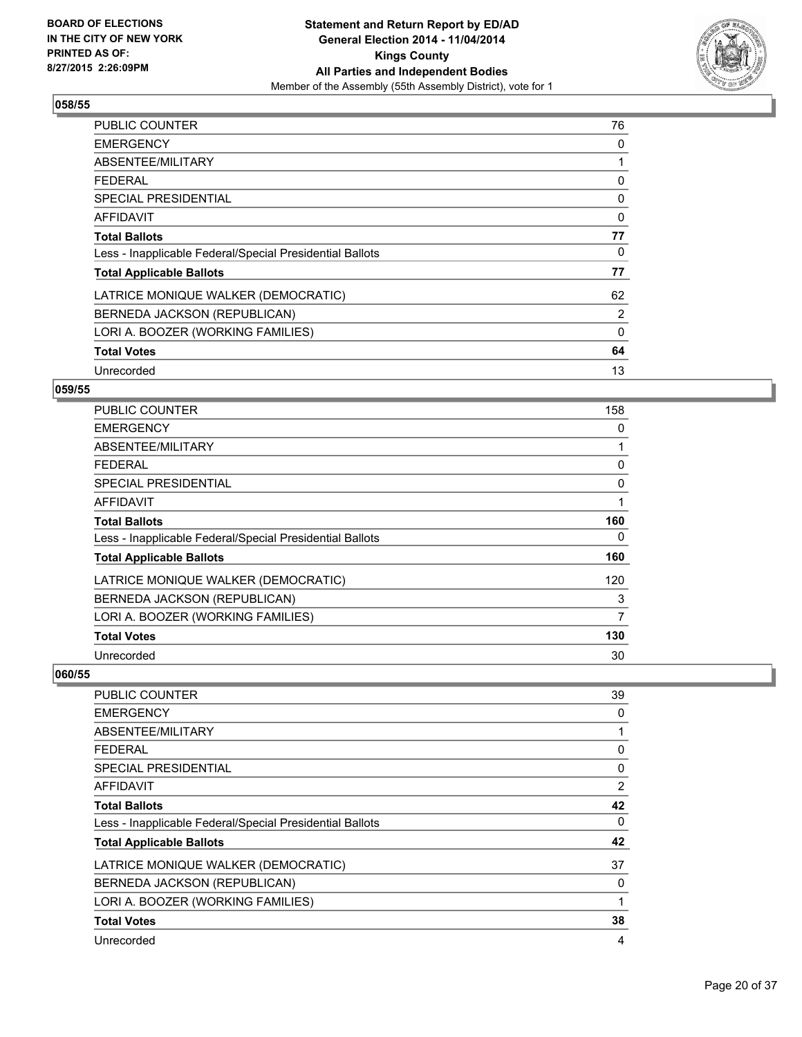**BOARD OF ELECTIONS IN THE CITY OF NEW YORK PRINTED AS OF: 8/27/2015 2:26:09PM**

**Statement and Return Report by ED/AD**
**General Election 2014 - 11/04/2014**
**Kings County**
**All Parties and Independent Bodies**
Member of the Assembly (55th Assembly District), vote for 1

## 058/55

| | |
|---|---|
| PUBLIC COUNTER | 76 |
| EMERGENCY | 0 |
| ABSENTEE/MILITARY | 1 |
| FEDERAL | 0 |
| SPECIAL PRESIDENTIAL | 0 |
| AFFIDAVIT | 0 |
| **Total Ballots** | **77** |
| Less - Inapplicable Federal/Special Presidential Ballots | 0 |
| **Total Applicable Ballots** | **77** |
| LATRICE MONIQUE WALKER (DEMOCRATIC) | 62 |
| BERNEDA JACKSON (REPUBLICAN) | 2 |
| LORI A. BOOZER (WORKING FAMILIES) | 0 |
| **Total Votes** | **64** |
| Unrecorded | 13 |

## 059/55

| | |
|---|---|
| PUBLIC COUNTER | 158 |
| EMERGENCY | 0 |
| ABSENTEE/MILITARY | 1 |
| FEDERAL | 0 |
| SPECIAL PRESIDENTIAL | 0 |
| AFFIDAVIT | 1 |
| **Total Ballots** | **160** |
| Less - Inapplicable Federal/Special Presidential Ballots | 0 |
| **Total Applicable Ballots** | **160** |
| LATRICE MONIQUE WALKER (DEMOCRATIC) | 120 |
| BERNEDA JACKSON (REPUBLICAN) | 3 |
| LORI A. BOOZER (WORKING FAMILIES) | 7 |
| **Total Votes** | **130** |
| Unrecorded | 30 |

## 060/55

| | |
|---|---|
| PUBLIC COUNTER | 39 |
| EMERGENCY | 0 |
| ABSENTEE/MILITARY | 1 |
| FEDERAL | 0 |
| SPECIAL PRESIDENTIAL | 0 |
| AFFIDAVIT | 2 |
| **Total Ballots** | **42** |
| Less - Inapplicable Federal/Special Presidential Ballots | 0 |
| **Total Applicable Ballots** | **42** |
| LATRICE MONIQUE WALKER (DEMOCRATIC) | 37 |
| BERNEDA JACKSON (REPUBLICAN) | 0 |
| LORI A. BOOZER (WORKING FAMILIES) | 1 |
| **Total Votes** | **38** |
| Unrecorded | 4 |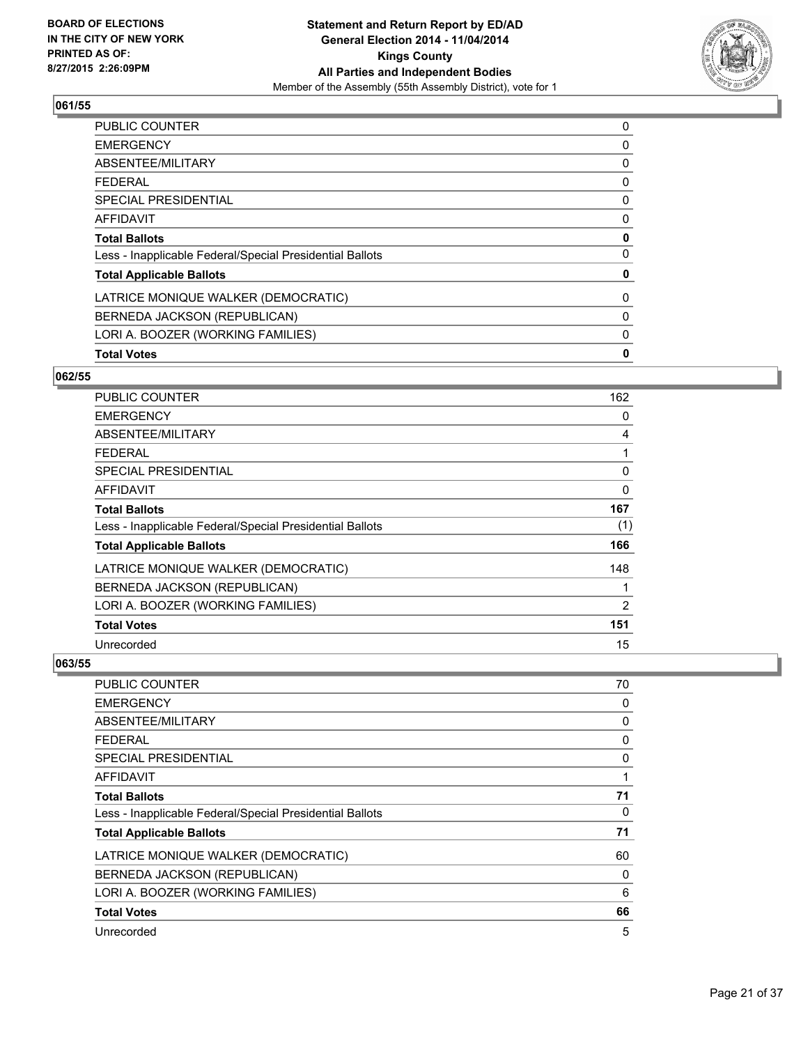BOARD OF ELECTIONS
IN THE CITY OF NEW YORK
PRINTED AS OF:
8/27/2015 2:26:09PM

**Statement and Return Report by ED/AD**
**General Election 2014 - 11/04/2014**
**Kings County**
**All Parties and Independent Bodies**
Member of the Assembly (55th Assembly District), vote for 1

### 061/55

| | |
|---|---|
| PUBLIC COUNTER | 0 |
| EMERGENCY | 0 |
| ABSENTEE/MILITARY | 0 |
| FEDERAL | 0 |
| SPECIAL PRESIDENTIAL | 0 |
| AFFIDAVIT | 0 |
| **Total Ballots** | **0** |
| Less - Inapplicable Federal/Special Presidential Ballots | 0 |
| **Total Applicable Ballots** | **0** |
| LATRICE MONIQUE WALKER (DEMOCRATIC) | 0 |
| BERNEDA JACKSON (REPUBLICAN) | 0 |
| LORI A. BOOZER (WORKING FAMILIES) | 0 |
| **Total Votes** | **0** |

### 062/55

| | |
|---|---|
| PUBLIC COUNTER | 162 |
| EMERGENCY | 0 |
| ABSENTEE/MILITARY | 4 |
| FEDERAL | 1 |
| SPECIAL PRESIDENTIAL | 0 |
| AFFIDAVIT | 0 |
| **Total Ballots** | **167** |
| Less - Inapplicable Federal/Special Presidential Ballots | (1) |
| **Total Applicable Ballots** | **166** |
| LATRICE MONIQUE WALKER (DEMOCRATIC) | 148 |
| BERNEDA JACKSON (REPUBLICAN) | 1 |
| LORI A. BOOZER (WORKING FAMILIES) | 2 |
| **Total Votes** | **151** |
| Unrecorded | 15 |

### 063/55

| | |
|---|---|
| PUBLIC COUNTER | 70 |
| EMERGENCY | 0 |
| ABSENTEE/MILITARY | 0 |
| FEDERAL | 0 |
| SPECIAL PRESIDENTIAL | 0 |
| AFFIDAVIT | 1 |
| **Total Ballots** | **71** |
| Less - Inapplicable Federal/Special Presidential Ballots | 0 |
| **Total Applicable Ballots** | **71** |
| LATRICE MONIQUE WALKER (DEMOCRATIC) | 60 |
| BERNEDA JACKSON (REPUBLICAN) | 0 |
| LORI A. BOOZER (WORKING FAMILIES) | 6 |
| **Total Votes** | **66** |
| Unrecorded | 5 |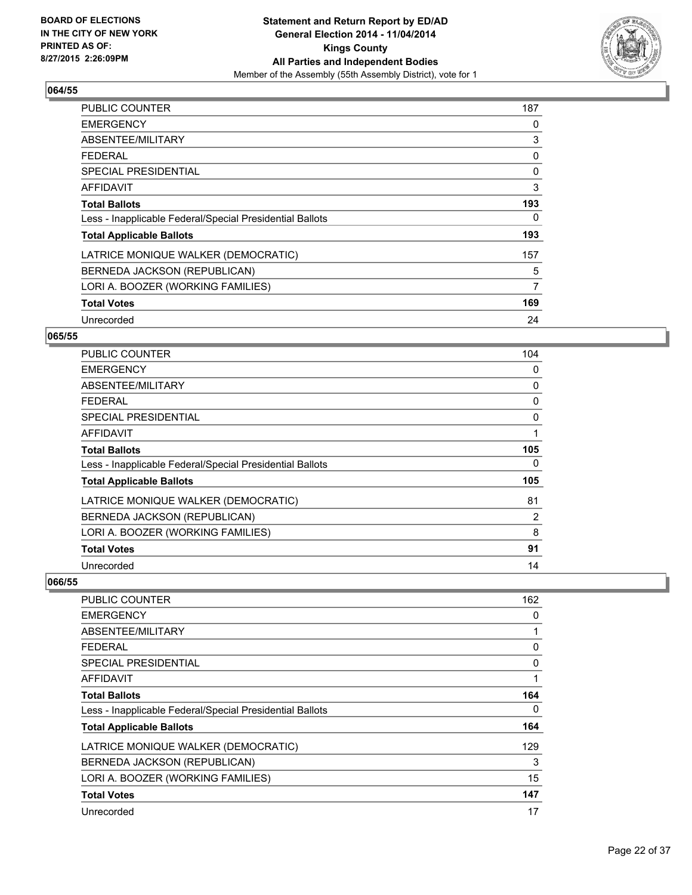## 064/55

| | |
|---|---|
| PUBLIC COUNTER | 187 |
| EMERGENCY | 0 |
| ABSENTEE/MILITARY | 3 |
| FEDERAL | 0 |
| SPECIAL PRESIDENTIAL | 0 |
| AFFIDAVIT | 3 |
| **Total Ballots** | **193** |
| Less - Inapplicable Federal/Special Presidential Ballots | 0 |
| **Total Applicable Ballots** | **193** |
| LATRICE MONIQUE WALKER (DEMOCRATIC) | 157 |
| BERNEDA JACKSON (REPUBLICAN) | 5 |
| LORI A. BOOZER (WORKING FAMILIES) | 7 |
| **Total Votes** | **169** |
| Unrecorded | 24 |

## 065/55

| | |
|---|---|
| PUBLIC COUNTER | 104 |
| EMERGENCY | 0 |
| ABSENTEE/MILITARY | 0 |
| FEDERAL | 0 |
| SPECIAL PRESIDENTIAL | 0 |
| AFFIDAVIT | 1 |
| **Total Ballots** | **105** |
| Less - Inapplicable Federal/Special Presidential Ballots | 0 |
| **Total Applicable Ballots** | **105** |
| LATRICE MONIQUE WALKER (DEMOCRATIC) | 81 |
| BERNEDA JACKSON (REPUBLICAN) | 2 |
| LORI A. BOOZER (WORKING FAMILIES) | 8 |
| **Total Votes** | **91** |
| Unrecorded | 14 |

## 066/55

| | |
|---|---|
| PUBLIC COUNTER | 162 |
| EMERGENCY | 0 |
| ABSENTEE/MILITARY | 1 |
| FEDERAL | 0 |
| SPECIAL PRESIDENTIAL | 0 |
| AFFIDAVIT | 1 |
| **Total Ballots** | **164** |
| Less - Inapplicable Federal/Special Presidential Ballots | 0 |
| **Total Applicable Ballots** | **164** |
| LATRICE MONIQUE WALKER (DEMOCRATIC) | 129 |
| BERNEDA JACKSON (REPUBLICAN) | 3 |
| LORI A. BOOZER (WORKING FAMILIES) | 15 |
| **Total Votes** | **147** |
| Unrecorded | 17 |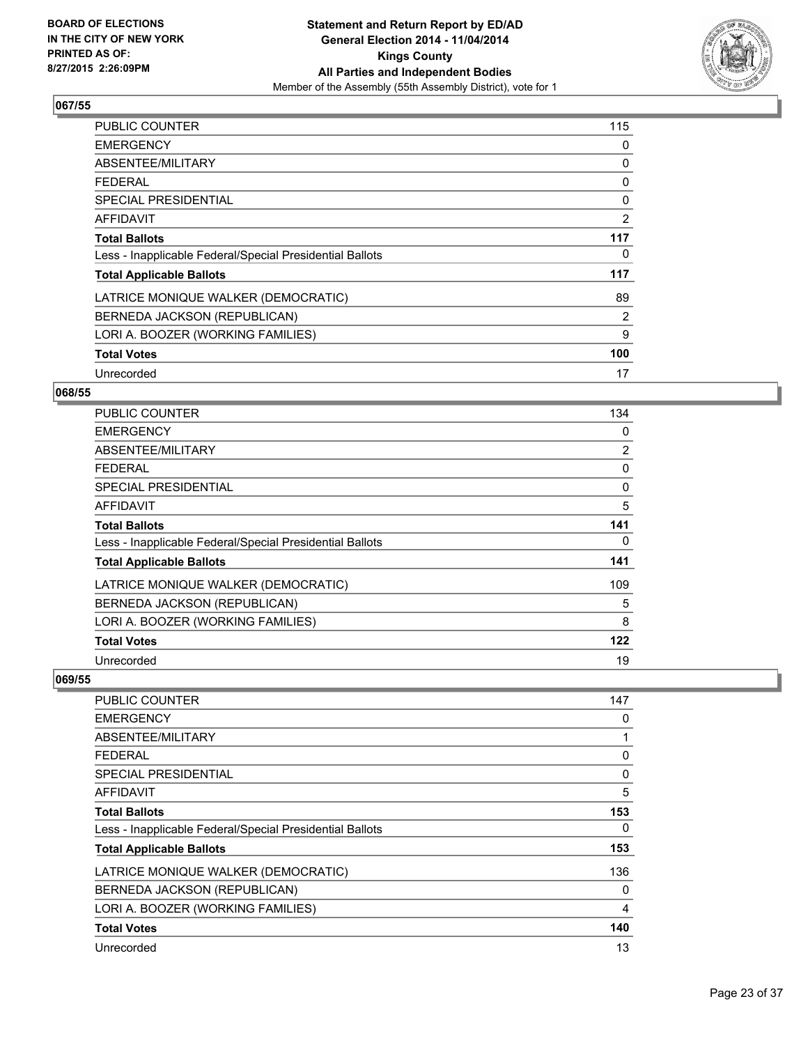## 067/55

| | |
|---|---|
| PUBLIC COUNTER | 115 |
| EMERGENCY | 0 |
| ABSENTEE/MILITARY | 0 |
| FEDERAL | 0 |
| SPECIAL PRESIDENTIAL | 0 |
| AFFIDAVIT | 2 |
| **Total Ballots** | **117** |
| Less - Inapplicable Federal/Special Presidential Ballots | 0 |
| **Total Applicable Ballots** | **117** |
| LATRICE MONIQUE WALKER (DEMOCRATIC) | 89 |
| BERNEDA JACKSON (REPUBLICAN) | 2 |
| LORI A. BOOZER (WORKING FAMILIES) | 9 |
| **Total Votes** | **100** |
| Unrecorded | 17 |

## 068/55

| | |
|---|---|
| PUBLIC COUNTER | 134 |
| EMERGENCY | 0 |
| ABSENTEE/MILITARY | 2 |
| FEDERAL | 0 |
| SPECIAL PRESIDENTIAL | 0 |
| AFFIDAVIT | 5 |
| **Total Ballots** | **141** |
| Less - Inapplicable Federal/Special Presidential Ballots | 0 |
| **Total Applicable Ballots** | **141** |
| LATRICE MONIQUE WALKER (DEMOCRATIC) | 109 |
| BERNEDA JACKSON (REPUBLICAN) | 5 |
| LORI A. BOOZER (WORKING FAMILIES) | 8 |
| **Total Votes** | **122** |
| Unrecorded | 19 |

## 069/55

| | |
|---|---|
| PUBLIC COUNTER | 147 |
| EMERGENCY | 0 |
| ABSENTEE/MILITARY | 1 |
| FEDERAL | 0 |
| SPECIAL PRESIDENTIAL | 0 |
| AFFIDAVIT | 5 |
| **Total Ballots** | **153** |
| Less - Inapplicable Federal/Special Presidential Ballots | 0 |
| **Total Applicable Ballots** | **153** |
| LATRICE MONIQUE WALKER (DEMOCRATIC) | 136 |
| BERNEDA JACKSON (REPUBLICAN) | 0 |
| LORI A. BOOZER (WORKING FAMILIES) | 4 |
| **Total Votes** | **140** |
| Unrecorded | 13 |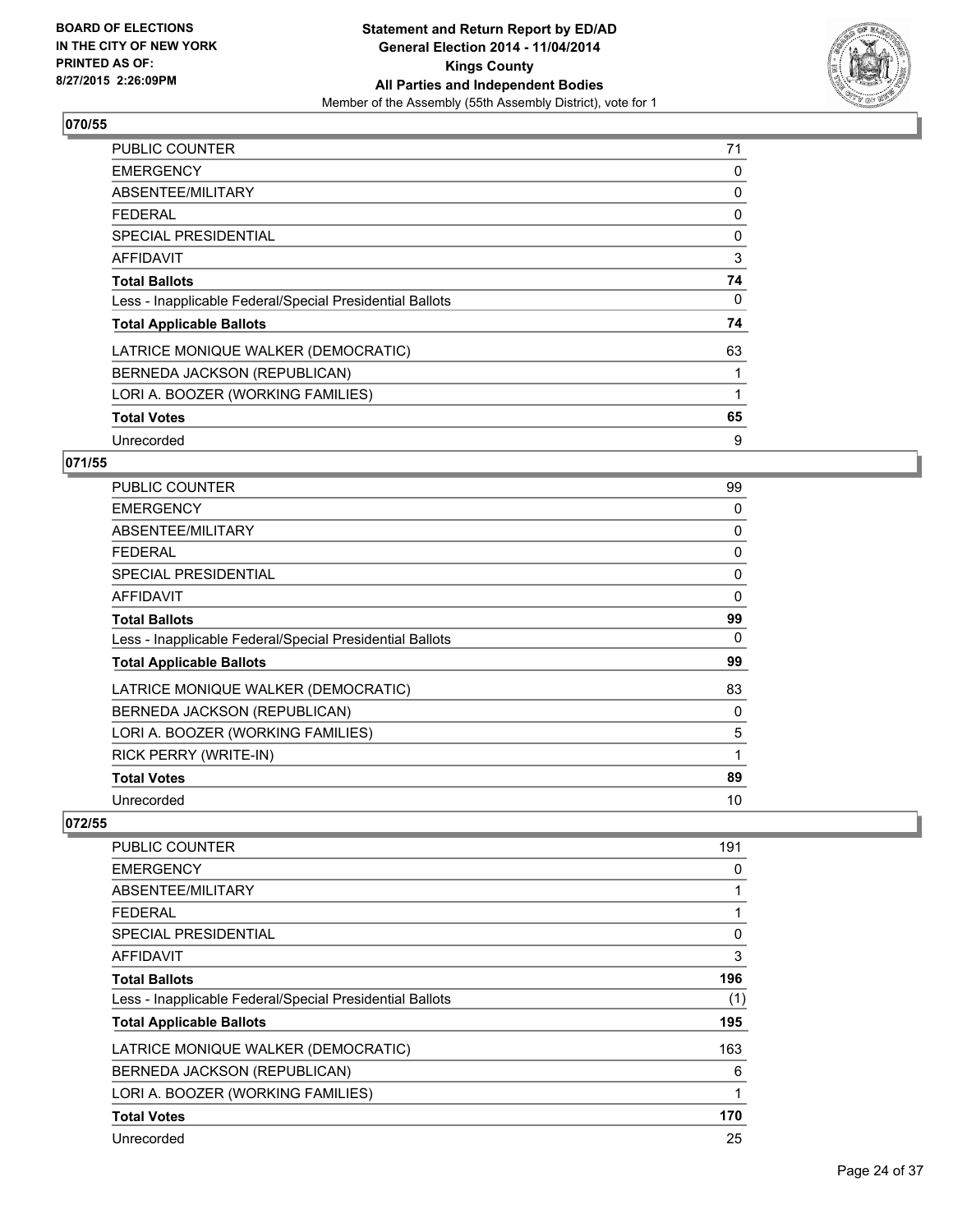## 070/55

| | |
|---|---|
| PUBLIC COUNTER | 71 |
| EMERGENCY | 0 |
| ABSENTEE/MILITARY | 0 |
| FEDERAL | 0 |
| SPECIAL PRESIDENTIAL | 0 |
| AFFIDAVIT | 3 |
| **Total Ballots** | **74** |
| Less - Inapplicable Federal/Special Presidential Ballots | 0 |
| **Total Applicable Ballots** | **74** |
| LATRICE MONIQUE WALKER (DEMOCRATIC) | 63 |
| BERNEDA JACKSON (REPUBLICAN) | 1 |
| LORI A. BOOZER (WORKING FAMILIES) | 1 |
| **Total Votes** | **65** |
| Unrecorded | 9 |

## 071/55

| | |
|---|---|
| PUBLIC COUNTER | 99 |
| EMERGENCY | 0 |
| ABSENTEE/MILITARY | 0 |
| FEDERAL | 0 |
| SPECIAL PRESIDENTIAL | 0 |
| AFFIDAVIT | 0 |
| **Total Ballots** | **99** |
| Less - Inapplicable Federal/Special Presidential Ballots | 0 |
| **Total Applicable Ballots** | **99** |
| LATRICE MONIQUE WALKER (DEMOCRATIC) | 83 |
| BERNEDA JACKSON (REPUBLICAN) | 0 |
| LORI A. BOOZER (WORKING FAMILIES) | 5 |
| RICK PERRY (WRITE-IN) | 1 |
| **Total Votes** | **89** |
| Unrecorded | 10 |

## 072/55

| | |
|---|---|
| PUBLIC COUNTER | 191 |
| EMERGENCY | 0 |
| ABSENTEE/MILITARY | 1 |
| FEDERAL | 1 |
| SPECIAL PRESIDENTIAL | 0 |
| AFFIDAVIT | 3 |
| **Total Ballots** | **196** |
| Less - Inapplicable Federal/Special Presidential Ballots | (1) |
| **Total Applicable Ballots** | **195** |
| LATRICE MONIQUE WALKER (DEMOCRATIC) | 163 |
| BERNEDA JACKSON (REPUBLICAN) | 6 |
| LORI A. BOOZER (WORKING FAMILIES) | 1 |
| **Total Votes** | **170** |
| Unrecorded | 25 |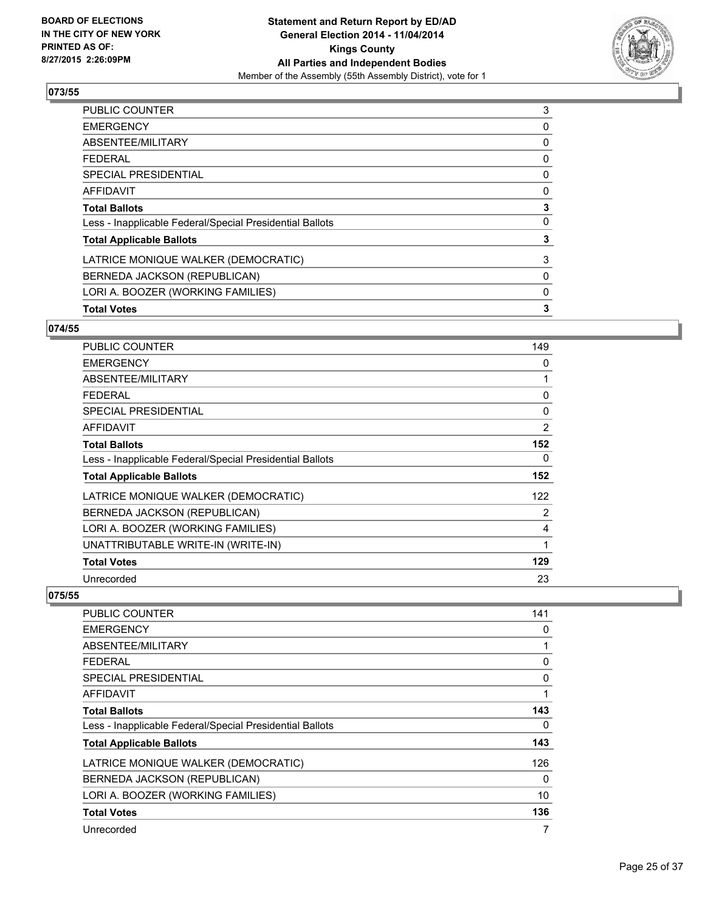### 073/55

| | |
|---|---|
| PUBLIC COUNTER | 3 |
| EMERGENCY | 0 |
| ABSENTEE/MILITARY | 0 |
| FEDERAL | 0 |
| SPECIAL PRESIDENTIAL | 0 |
| AFFIDAVIT | 0 |
| **Total Ballots** | **3** |
| Less - Inapplicable Federal/Special Presidential Ballots | 0 |
| **Total Applicable Ballots** | **3** |
| LATRICE MONIQUE WALKER (DEMOCRATIC) | 3 |
| BERNEDA JACKSON (REPUBLICAN) | 0 |
| LORI A. BOOZER (WORKING FAMILIES) | 0 |
| **Total Votes** | **3** |

### 074/55

| | |
|---|---|
| PUBLIC COUNTER | 149 |
| EMERGENCY | 0 |
| ABSENTEE/MILITARY | 1 |
| FEDERAL | 0 |
| SPECIAL PRESIDENTIAL | 0 |
| AFFIDAVIT | 2 |
| **Total Ballots** | **152** |
| Less - Inapplicable Federal/Special Presidential Ballots | 0 |
| **Total Applicable Ballots** | **152** |
| LATRICE MONIQUE WALKER (DEMOCRATIC) | 122 |
| BERNEDA JACKSON (REPUBLICAN) | 2 |
| LORI A. BOOZER (WORKING FAMILIES) | 4 |
| UNATTRIBUTABLE WRITE-IN (WRITE-IN) | 1 |
| **Total Votes** | **129** |
| Unrecorded | 23 |

### 075/55

| | |
|---|---|
| PUBLIC COUNTER | 141 |
| EMERGENCY | 0 |
| ABSENTEE/MILITARY | 1 |
| FEDERAL | 0 |
| SPECIAL PRESIDENTIAL | 0 |
| AFFIDAVIT | 1 |
| **Total Ballots** | **143** |
| Less - Inapplicable Federal/Special Presidential Ballots | 0 |
| **Total Applicable Ballots** | **143** |
| LATRICE MONIQUE WALKER (DEMOCRATIC) | 126 |
| BERNEDA JACKSON (REPUBLICAN) | 0 |
| LORI A. BOOZER (WORKING FAMILIES) | 10 |
| **Total Votes** | **136** |
| Unrecorded | 7 |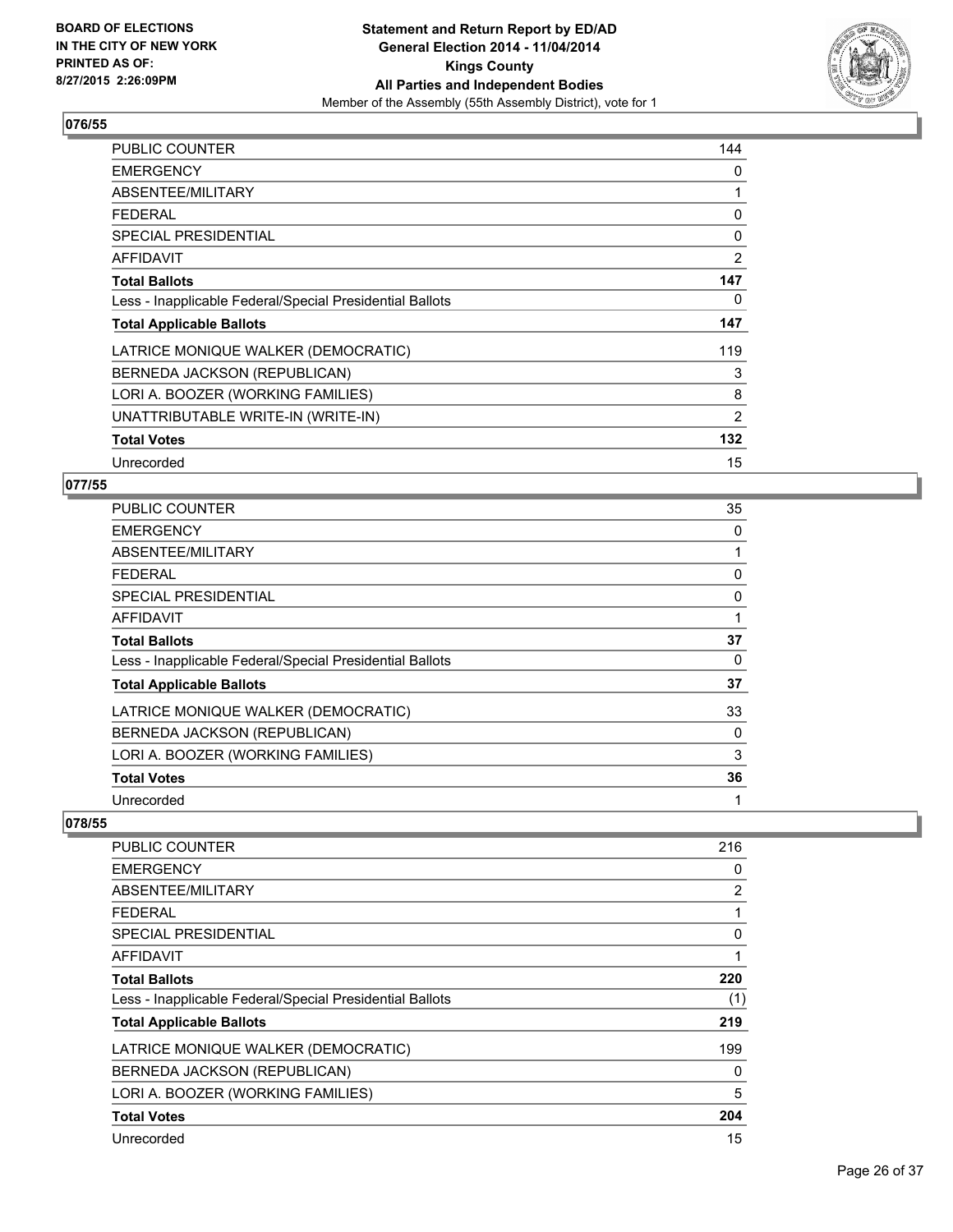**BOARD OF ELECTIONS IN THE CITY OF NEW YORK PRINTED AS OF: 8/27/2015 2:26:09PM**

**Statement and Return Report by ED/AD General Election 2014 - 11/04/2014 Kings County All Parties and Independent Bodies**
Member of the Assembly (55th Assembly District), vote for 1

## 076/55

| | |
|---|---|
| PUBLIC COUNTER | 144 |
| EMERGENCY | 0 |
| ABSENTEE/MILITARY | 1 |
| FEDERAL | 0 |
| SPECIAL PRESIDENTIAL | 0 |
| AFFIDAVIT | 2 |
| **Total Ballots** | **147** |
| Less - Inapplicable Federal/Special Presidential Ballots | 0 |
| **Total Applicable Ballots** | **147** |
| LATRICE MONIQUE WALKER (DEMOCRATIC) | 119 |
| BERNEDA JACKSON (REPUBLICAN) | 3 |
| LORI A. BOOZER (WORKING FAMILIES) | 8 |
| UNATTRIBUTABLE WRITE-IN (WRITE-IN) | 2 |
| **Total Votes** | **132** |
| Unrecorded | 15 |

## 077/55

| | |
|---|---|
| PUBLIC COUNTER | 35 |
| EMERGENCY | 0 |
| ABSENTEE/MILITARY | 1 |
| FEDERAL | 0 |
| SPECIAL PRESIDENTIAL | 0 |
| AFFIDAVIT | 1 |
| **Total Ballots** | **37** |
| Less - Inapplicable Federal/Special Presidential Ballots | 0 |
| **Total Applicable Ballots** | **37** |
| LATRICE MONIQUE WALKER (DEMOCRATIC) | 33 |
| BERNEDA JACKSON (REPUBLICAN) | 0 |
| LORI A. BOOZER (WORKING FAMILIES) | 3 |
| **Total Votes** | **36** |
| Unrecorded | 1 |

## 078/55

| | |
|---|---|
| PUBLIC COUNTER | 216 |
| EMERGENCY | 0 |
| ABSENTEE/MILITARY | 2 |
| FEDERAL | 1 |
| SPECIAL PRESIDENTIAL | 0 |
| AFFIDAVIT | 1 |
| **Total Ballots** | **220** |
| Less - Inapplicable Federal/Special Presidential Ballots | (1) |
| **Total Applicable Ballots** | **219** |
| LATRICE MONIQUE WALKER (DEMOCRATIC) | 199 |
| BERNEDA JACKSON (REPUBLICAN) | 0 |
| LORI A. BOOZER (WORKING FAMILIES) | 5 |
| **Total Votes** | **204** |
| Unrecorded | 15 |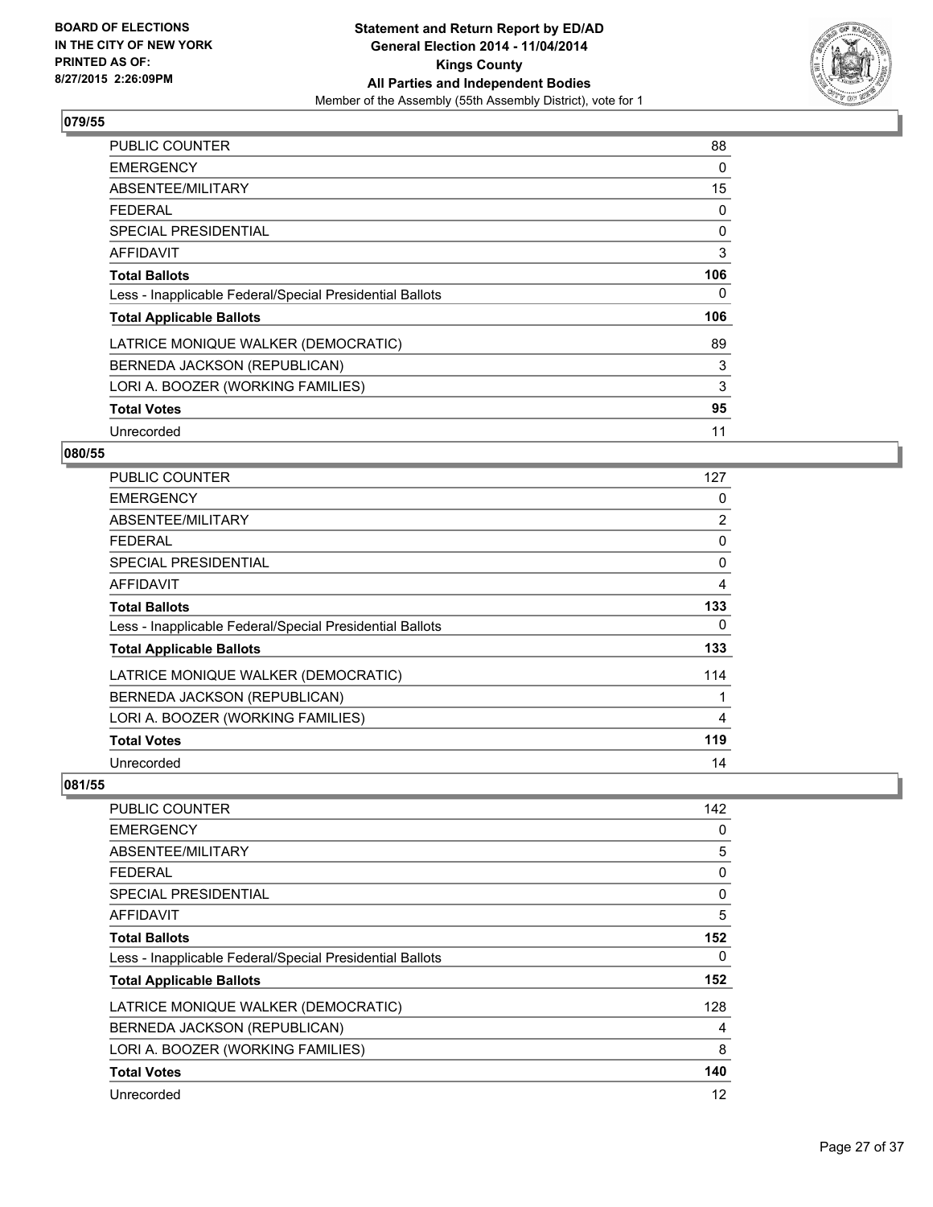## 079/55

| | |
|---|---|
| PUBLIC COUNTER | 88 |
| EMERGENCY | 0 |
| ABSENTEE/MILITARY | 15 |
| FEDERAL | 0 |
| SPECIAL PRESIDENTIAL | 0 |
| AFFIDAVIT | 3 |
| **Total Ballots** | **106** |
| Less - Inapplicable Federal/Special Presidential Ballots | 0 |
| **Total Applicable Ballots** | **106** |
| LATRICE MONIQUE WALKER (DEMOCRATIC) | 89 |
| BERNEDA JACKSON (REPUBLICAN) | 3 |
| LORI A. BOOZER (WORKING FAMILIES) | 3 |
| **Total Votes** | **95** |
| Unrecorded | 11 |

## 080/55

| | |
|---|---|
| PUBLIC COUNTER | 127 |
| EMERGENCY | 0 |
| ABSENTEE/MILITARY | 2 |
| FEDERAL | 0 |
| SPECIAL PRESIDENTIAL | 0 |
| AFFIDAVIT | 4 |
| **Total Ballots** | **133** |
| Less - Inapplicable Federal/Special Presidential Ballots | 0 |
| **Total Applicable Ballots** | **133** |
| LATRICE MONIQUE WALKER (DEMOCRATIC) | 114 |
| BERNEDA JACKSON (REPUBLICAN) | 1 |
| LORI A. BOOZER (WORKING FAMILIES) | 4 |
| **Total Votes** | **119** |
| Unrecorded | 14 |

## 081/55

| | |
|---|---|
| PUBLIC COUNTER | 142 |
| EMERGENCY | 0 |
| ABSENTEE/MILITARY | 5 |
| FEDERAL | 0 |
| SPECIAL PRESIDENTIAL | 0 |
| AFFIDAVIT | 5 |
| **Total Ballots** | **152** |
| Less - Inapplicable Federal/Special Presidential Ballots | 0 |
| **Total Applicable Ballots** | **152** |
| LATRICE MONIQUE WALKER (DEMOCRATIC) | 128 |
| BERNEDA JACKSON (REPUBLICAN) | 4 |
| LORI A. BOOZER (WORKING FAMILIES) | 8 |
| **Total Votes** | **140** |
| Unrecorded | 12 |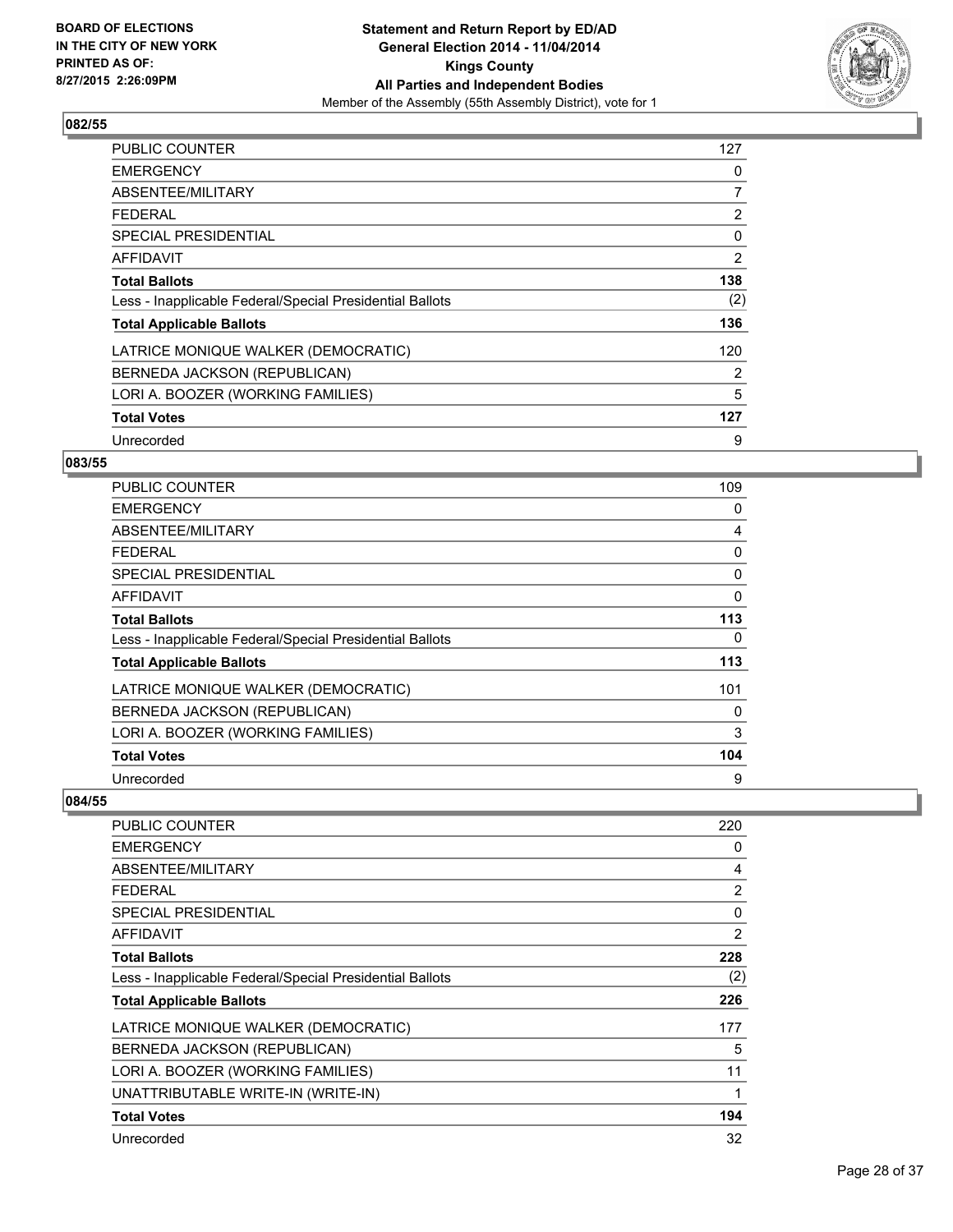**BOARD OF ELECTIONS IN THE CITY OF NEW YORK PRINTED AS OF: 8/27/2015 2:26:09PM**

**Statement and Return Report by ED/AD**
**General Election 2014 - 11/04/2014**
**Kings County**
**All Parties and Independent Bodies**
Member of the Assembly (55th Assembly District), vote for 1

### 082/55

| | |
|---|---|
| PUBLIC COUNTER | 127 |
| EMERGENCY | 0 |
| ABSENTEE/MILITARY | 7 |
| FEDERAL | 2 |
| SPECIAL PRESIDENTIAL | 0 |
| AFFIDAVIT | 2 |
| **Total Ballots** | **138** |
| Less - Inapplicable Federal/Special Presidential Ballots | (2) |
| **Total Applicable Ballots** | **136** |
| LATRICE MONIQUE WALKER (DEMOCRATIC) | 120 |
| BERNEDA JACKSON (REPUBLICAN) | 2 |
| LORI A. BOOZER (WORKING FAMILIES) | 5 |
| **Total Votes** | **127** |
| Unrecorded | 9 |

### 083/55

| | |
|---|---|
| PUBLIC COUNTER | 109 |
| EMERGENCY | 0 |
| ABSENTEE/MILITARY | 4 |
| FEDERAL | 0 |
| SPECIAL PRESIDENTIAL | 0 |
| AFFIDAVIT | 0 |
| **Total Ballots** | **113** |
| Less - Inapplicable Federal/Special Presidential Ballots | 0 |
| **Total Applicable Ballots** | **113** |
| LATRICE MONIQUE WALKER (DEMOCRATIC) | 101 |
| BERNEDA JACKSON (REPUBLICAN) | 0 |
| LORI A. BOOZER (WORKING FAMILIES) | 3 |
| **Total Votes** | **104** |
| Unrecorded | 9 |

### 084/55

| | |
|---|---|
| PUBLIC COUNTER | 220 |
| EMERGENCY | 0 |
| ABSENTEE/MILITARY | 4 |
| FEDERAL | 2 |
| SPECIAL PRESIDENTIAL | 0 |
| AFFIDAVIT | 2 |
| **Total Ballots** | **228** |
| Less - Inapplicable Federal/Special Presidential Ballots | (2) |
| **Total Applicable Ballots** | **226** |
| LATRICE MONIQUE WALKER (DEMOCRATIC) | 177 |
| BERNEDA JACKSON (REPUBLICAN) | 5 |
| LORI A. BOOZER (WORKING FAMILIES) | 11 |
| UNATTRIBUTABLE WRITE-IN (WRITE-IN) | 1 |
| **Total Votes** | **194** |
| Unrecorded | 32 |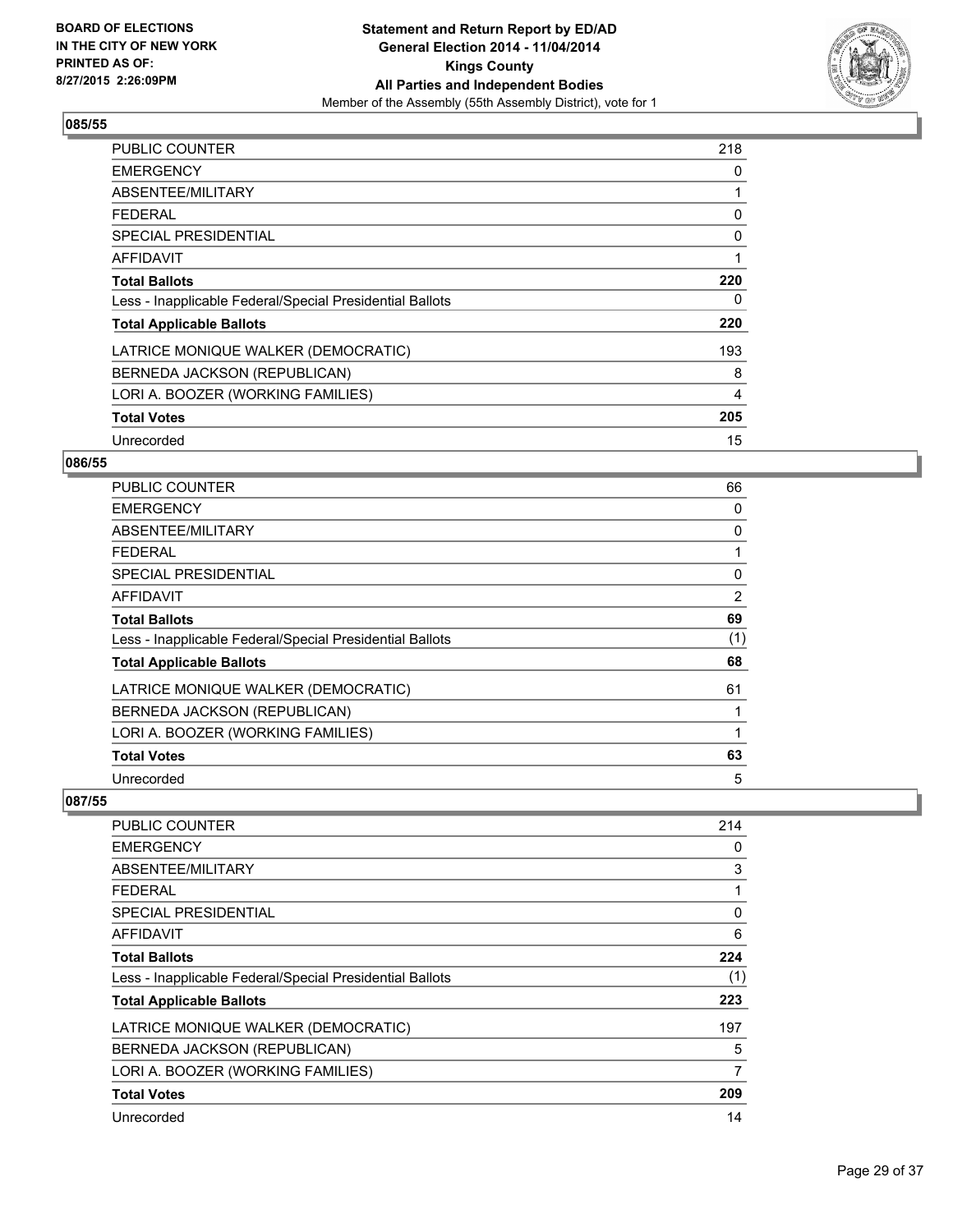## 085/55

| | |
|---|---|
| PUBLIC COUNTER | 218 |
| EMERGENCY | 0 |
| ABSENTEE/MILITARY | 1 |
| FEDERAL | 0 |
| SPECIAL PRESIDENTIAL | 0 |
| AFFIDAVIT | 1 |
| **Total Ballots** | **220** |
| Less - Inapplicable Federal/Special Presidential Ballots | 0 |
| **Total Applicable Ballots** | **220** |
| LATRICE MONIQUE WALKER (DEMOCRATIC) | 193 |
| BERNEDA JACKSON (REPUBLICAN) | 8 |
| LORI A. BOOZER (WORKING FAMILIES) | 4 |
| **Total Votes** | **205** |
| Unrecorded | 15 |

## 086/55

| | |
|---|---|
| PUBLIC COUNTER | 66 |
| EMERGENCY | 0 |
| ABSENTEE/MILITARY | 0 |
| FEDERAL | 1 |
| SPECIAL PRESIDENTIAL | 0 |
| AFFIDAVIT | 2 |
| **Total Ballots** | **69** |
| Less - Inapplicable Federal/Special Presidential Ballots | (1) |
| **Total Applicable Ballots** | **68** |
| LATRICE MONIQUE WALKER (DEMOCRATIC) | 61 |
| BERNEDA JACKSON (REPUBLICAN) | 1 |
| LORI A. BOOZER (WORKING FAMILIES) | 1 |
| **Total Votes** | **63** |
| Unrecorded | 5 |

## 087/55

| | |
|---|---|
| PUBLIC COUNTER | 214 |
| EMERGENCY | 0 |
| ABSENTEE/MILITARY | 3 |
| FEDERAL | 1 |
| SPECIAL PRESIDENTIAL | 0 |
| AFFIDAVIT | 6 |
| **Total Ballots** | **224** |
| Less - Inapplicable Federal/Special Presidential Ballots | (1) |
| **Total Applicable Ballots** | **223** |
| LATRICE MONIQUE WALKER (DEMOCRATIC) | 197 |
| BERNEDA JACKSON (REPUBLICAN) | 5 |
| LORI A. BOOZER (WORKING FAMILIES) | 7 |
| **Total Votes** | **209** |
| Unrecorded | 14 |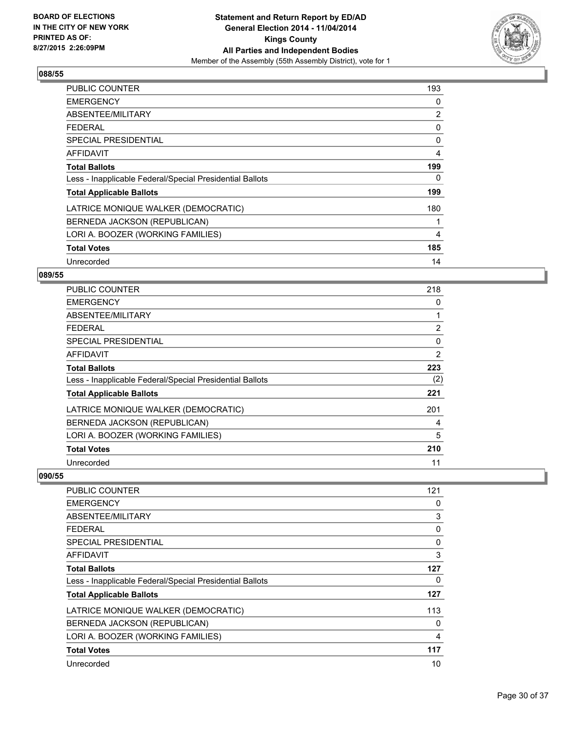## 088/55

| | |
|---|---|
| PUBLIC COUNTER | 193 |
| EMERGENCY | 0 |
| ABSENTEE/MILITARY | 2 |
| FEDERAL | 0 |
| SPECIAL PRESIDENTIAL | 0 |
| AFFIDAVIT | 4 |
| **Total Ballots** | **199** |
| Less - Inapplicable Federal/Special Presidential Ballots | 0 |
| **Total Applicable Ballots** | **199** |
| LATRICE MONIQUE WALKER (DEMOCRATIC) | 180 |
| BERNEDA JACKSON (REPUBLICAN) | 1 |
| LORI A. BOOZER (WORKING FAMILIES) | 4 |
| **Total Votes** | **185** |
| Unrecorded | 14 |

## 089/55

| | |
|---|---|
| PUBLIC COUNTER | 218 |
| EMERGENCY | 0 |
| ABSENTEE/MILITARY | 1 |
| FEDERAL | 2 |
| SPECIAL PRESIDENTIAL | 0 |
| AFFIDAVIT | 2 |
| **Total Ballots** | **223** |
| Less - Inapplicable Federal/Special Presidential Ballots | (2) |
| **Total Applicable Ballots** | **221** |
| LATRICE MONIQUE WALKER (DEMOCRATIC) | 201 |
| BERNEDA JACKSON (REPUBLICAN) | 4 |
| LORI A. BOOZER (WORKING FAMILIES) | 5 |
| **Total Votes** | **210** |
| Unrecorded | 11 |

## 090/55

| | |
|---|---|
| PUBLIC COUNTER | 121 |
| EMERGENCY | 0 |
| ABSENTEE/MILITARY | 3 |
| FEDERAL | 0 |
| SPECIAL PRESIDENTIAL | 0 |
| AFFIDAVIT | 3 |
| **Total Ballots** | **127** |
| Less - Inapplicable Federal/Special Presidential Ballots | 0 |
| **Total Applicable Ballots** | **127** |
| LATRICE MONIQUE WALKER (DEMOCRATIC) | 113 |
| BERNEDA JACKSON (REPUBLICAN) | 0 |
| LORI A. BOOZER (WORKING FAMILIES) | 4 |
| **Total Votes** | **117** |
| Unrecorded | 10 |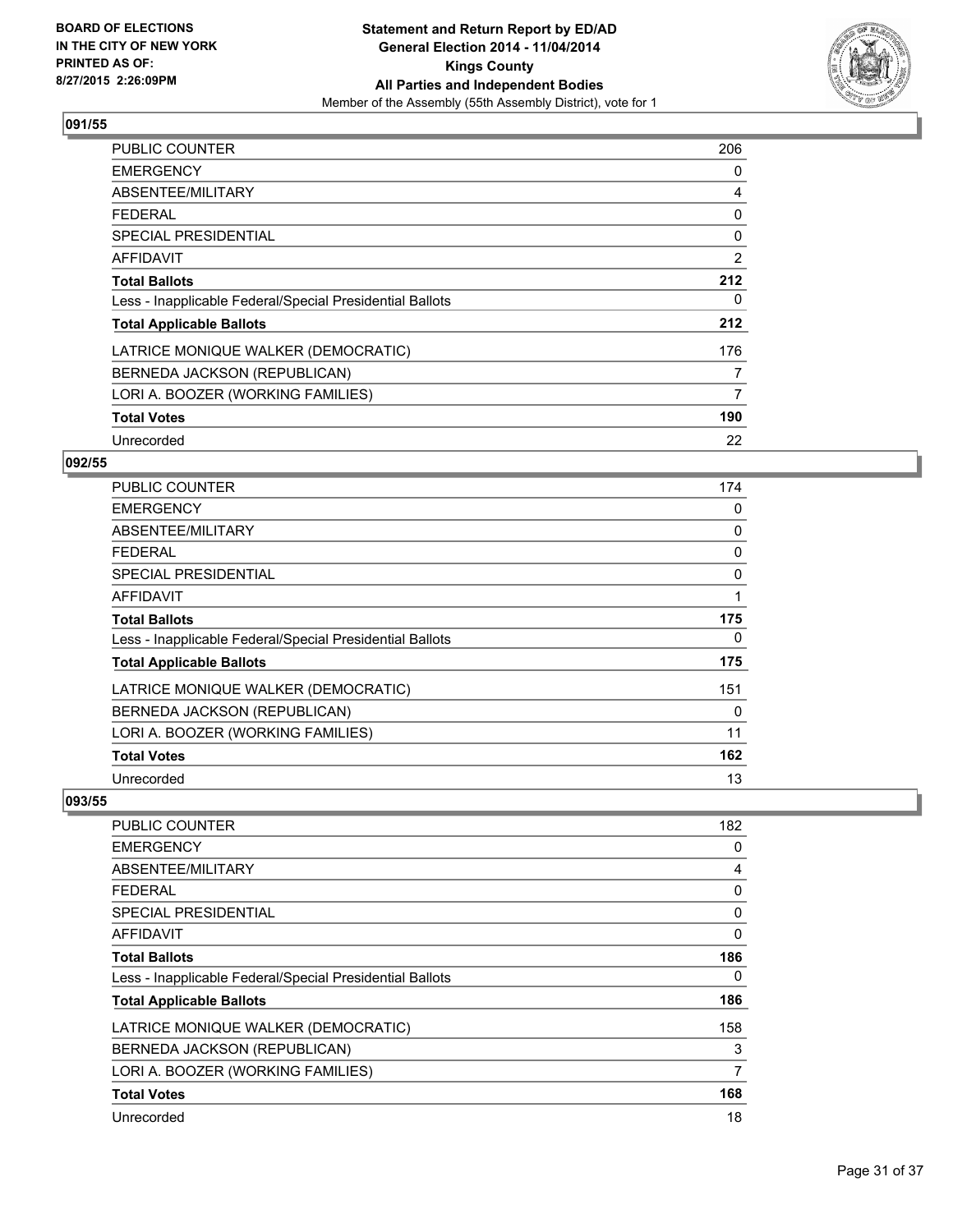## 091/55

| | |
|---|---|
| PUBLIC COUNTER | 206 |
| EMERGENCY | 0 |
| ABSENTEE/MILITARY | 4 |
| FEDERAL | 0 |
| SPECIAL PRESIDENTIAL | 0 |
| AFFIDAVIT | 2 |
| **Total Ballots** | **212** |
| Less - Inapplicable Federal/Special Presidential Ballots | 0 |
| **Total Applicable Ballots** | **212** |
| LATRICE MONIQUE WALKER (DEMOCRATIC) | 176 |
| BERNEDA JACKSON (REPUBLICAN) | 7 |
| LORI A. BOOZER (WORKING FAMILIES) | 7 |
| **Total Votes** | **190** |
| Unrecorded | 22 |

## 092/55

| | |
|---|---|
| PUBLIC COUNTER | 174 |
| EMERGENCY | 0 |
| ABSENTEE/MILITARY | 0 |
| FEDERAL | 0 |
| SPECIAL PRESIDENTIAL | 0 |
| AFFIDAVIT | 1 |
| **Total Ballots** | **175** |
| Less - Inapplicable Federal/Special Presidential Ballots | 0 |
| **Total Applicable Ballots** | **175** |
| LATRICE MONIQUE WALKER (DEMOCRATIC) | 151 |
| BERNEDA JACKSON (REPUBLICAN) | 0 |
| LORI A. BOOZER (WORKING FAMILIES) | 11 |
| **Total Votes** | **162** |
| Unrecorded | 13 |

## 093/55

| | |
|---|---|
| PUBLIC COUNTER | 182 |
| EMERGENCY | 0 |
| ABSENTEE/MILITARY | 4 |
| FEDERAL | 0 |
| SPECIAL PRESIDENTIAL | 0 |
| AFFIDAVIT | 0 |
| **Total Ballots** | **186** |
| Less - Inapplicable Federal/Special Presidential Ballots | 0 |
| **Total Applicable Ballots** | **186** |
| LATRICE MONIQUE WALKER (DEMOCRATIC) | 158 |
| BERNEDA JACKSON (REPUBLICAN) | 3 |
| LORI A. BOOZER (WORKING FAMILIES) | 7 |
| **Total Votes** | **168** |
| Unrecorded | 18 |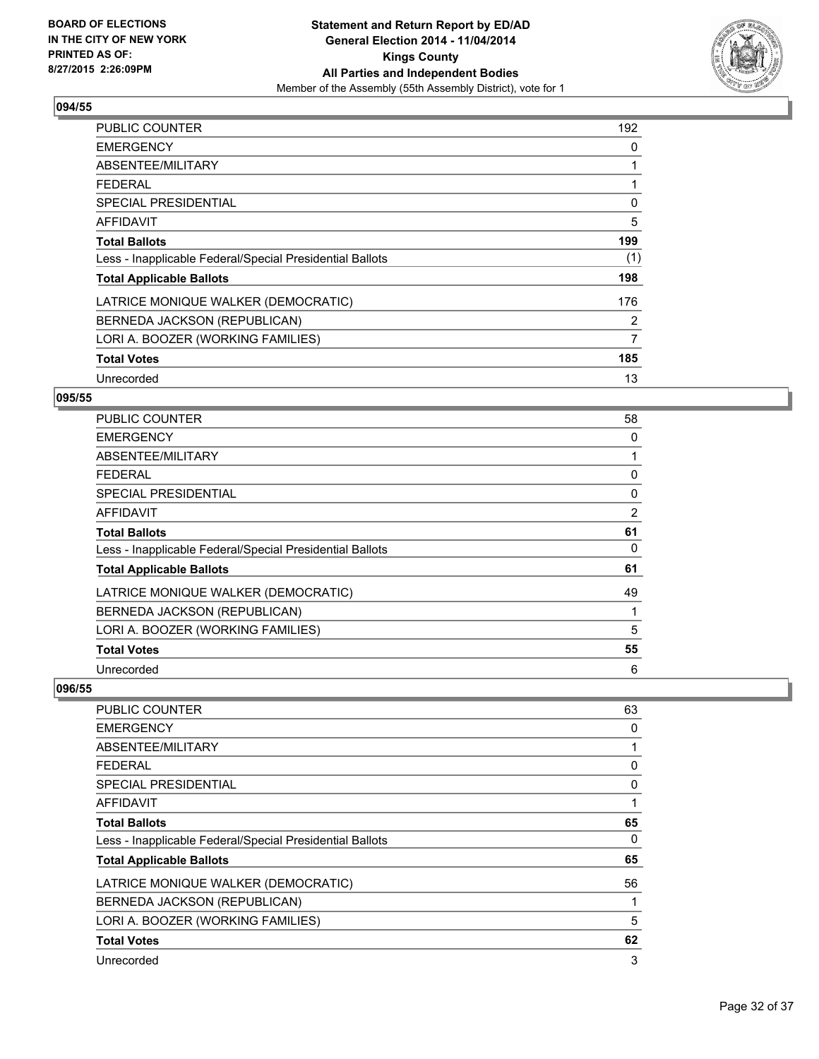## 094/55

| | |
|---|---|
| PUBLIC COUNTER | 192 |
| EMERGENCY | 0 |
| ABSENTEE/MILITARY | 1 |
| FEDERAL | 1 |
| SPECIAL PRESIDENTIAL | 0 |
| AFFIDAVIT | 5 |
| **Total Ballots** | **199** |
| Less - Inapplicable Federal/Special Presidential Ballots | (1) |
| **Total Applicable Ballots** | **198** |
| LATRICE MONIQUE WALKER (DEMOCRATIC) | 176 |
| BERNEDA JACKSON (REPUBLICAN) | 2 |
| LORI A. BOOZER (WORKING FAMILIES) | 7 |
| **Total Votes** | **185** |
| Unrecorded | 13 |

## 095/55

| | |
|---|---|
| PUBLIC COUNTER | 58 |
| EMERGENCY | 0 |
| ABSENTEE/MILITARY | 1 |
| FEDERAL | 0 |
| SPECIAL PRESIDENTIAL | 0 |
| AFFIDAVIT | 2 |
| **Total Ballots** | **61** |
| Less - Inapplicable Federal/Special Presidential Ballots | 0 |
| **Total Applicable Ballots** | **61** |
| LATRICE MONIQUE WALKER (DEMOCRATIC) | 49 |
| BERNEDA JACKSON (REPUBLICAN) | 1 |
| LORI A. BOOZER (WORKING FAMILIES) | 5 |
| **Total Votes** | **55** |
| Unrecorded | 6 |

## 096/55

| | |
|---|---|
| PUBLIC COUNTER | 63 |
| EMERGENCY | 0 |
| ABSENTEE/MILITARY | 1 |
| FEDERAL | 0 |
| SPECIAL PRESIDENTIAL | 0 |
| AFFIDAVIT | 1 |
| **Total Ballots** | **65** |
| Less - Inapplicable Federal/Special Presidential Ballots | 0 |
| **Total Applicable Ballots** | **65** |
| LATRICE MONIQUE WALKER (DEMOCRATIC) | 56 |
| BERNEDA JACKSON (REPUBLICAN) | 1 |
| LORI A. BOOZER (WORKING FAMILIES) | 5 |
| **Total Votes** | **62** |
| Unrecorded | 3 |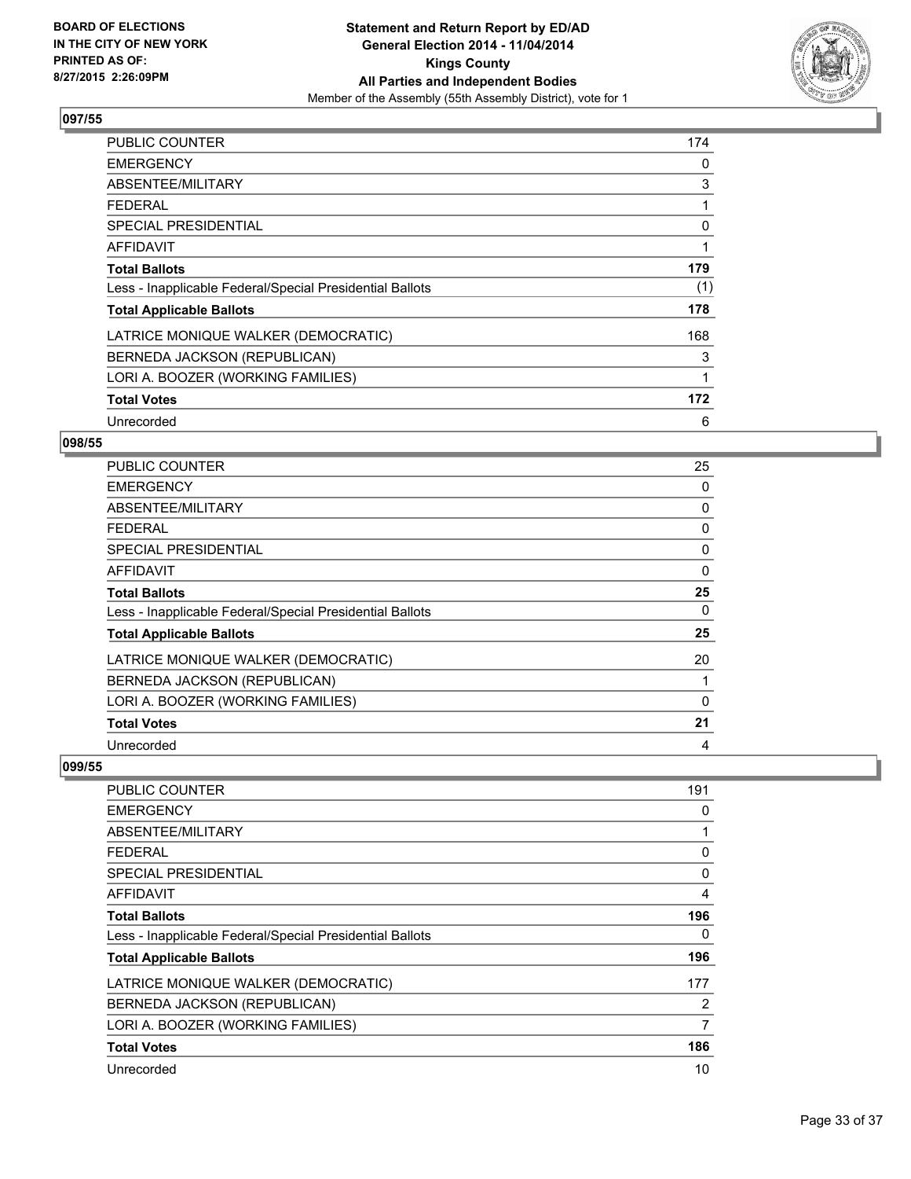## 097/55

| | |
|---|---|
| PUBLIC COUNTER | 174 |
| EMERGENCY | 0 |
| ABSENTEE/MILITARY | 3 |
| FEDERAL | 1 |
| SPECIAL PRESIDENTIAL | 0 |
| AFFIDAVIT | 1 |
| **Total Ballots** | **179** |
| Less - Inapplicable Federal/Special Presidential Ballots | (1) |
| **Total Applicable Ballots** | **178** |
| LATRICE MONIQUE WALKER (DEMOCRATIC) | 168 |
| BERNEDA JACKSON (REPUBLICAN) | 3 |
| LORI A. BOOZER (WORKING FAMILIES) | 1 |
| **Total Votes** | **172** |
| Unrecorded | 6 |

## 098/55

| | |
|---|---|
| PUBLIC COUNTER | 25 |
| EMERGENCY | 0 |
| ABSENTEE/MILITARY | 0 |
| FEDERAL | 0 |
| SPECIAL PRESIDENTIAL | 0 |
| AFFIDAVIT | 0 |
| **Total Ballots** | **25** |
| Less - Inapplicable Federal/Special Presidential Ballots | 0 |
| **Total Applicable Ballots** | **25** |
| LATRICE MONIQUE WALKER (DEMOCRATIC) | 20 |
| BERNEDA JACKSON (REPUBLICAN) | 1 |
| LORI A. BOOZER (WORKING FAMILIES) | 0 |
| **Total Votes** | **21** |
| Unrecorded | 4 |

## 099/55

| | |
|---|---|
| PUBLIC COUNTER | 191 |
| EMERGENCY | 0 |
| ABSENTEE/MILITARY | 1 |
| FEDERAL | 0 |
| SPECIAL PRESIDENTIAL | 0 |
| AFFIDAVIT | 4 |
| **Total Ballots** | **196** |
| Less - Inapplicable Federal/Special Presidential Ballots | 0 |
| **Total Applicable Ballots** | **196** |
| LATRICE MONIQUE WALKER (DEMOCRATIC) | 177 |
| BERNEDA JACKSON (REPUBLICAN) | 2 |
| LORI A. BOOZER (WORKING FAMILIES) | 7 |
| **Total Votes** | **186** |
| Unrecorded | 10 |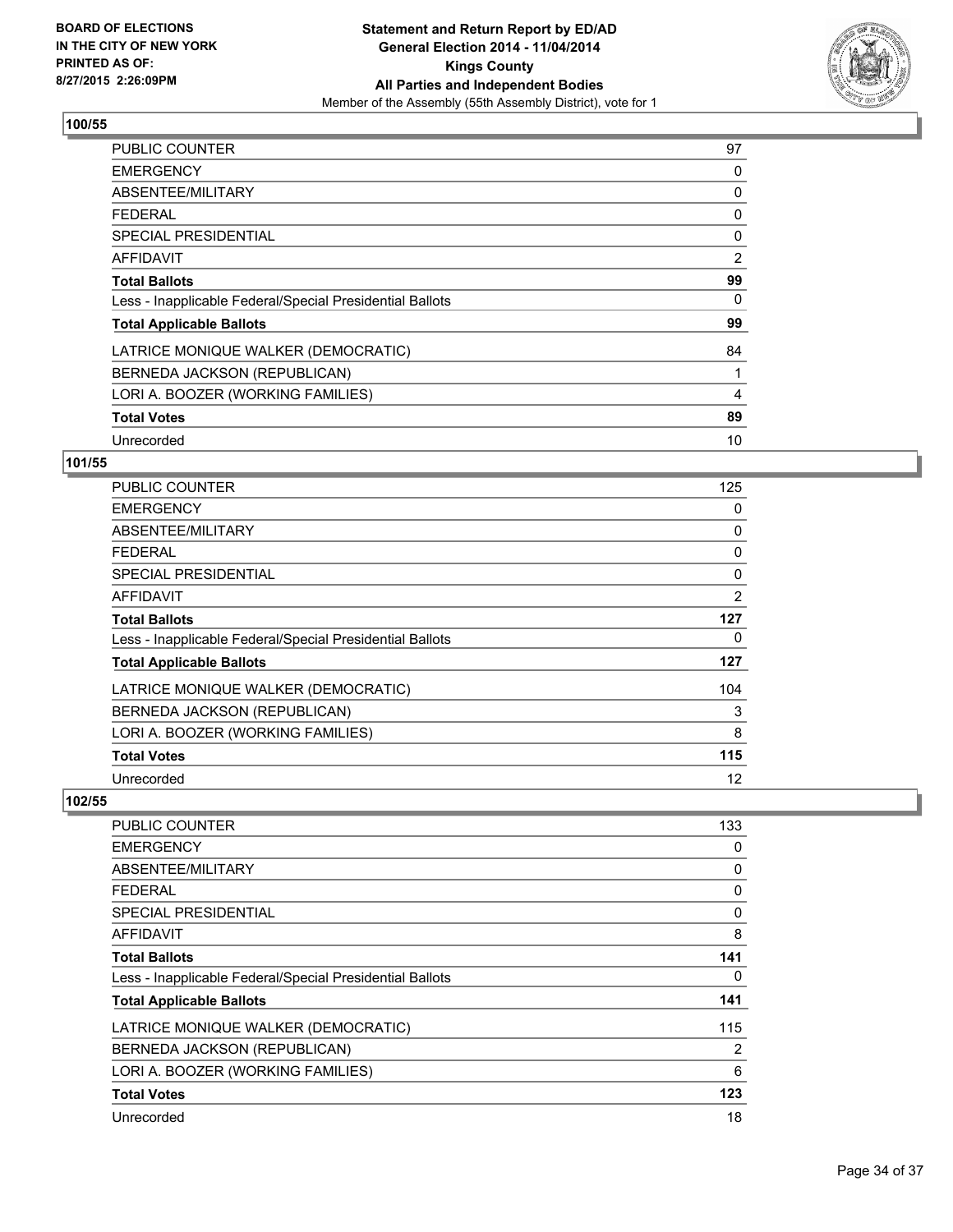**BOARD OF ELECTIONS IN THE CITY OF NEW YORK PRINTED AS OF: 8/27/2015 2:26:09PM**

**Statement and Return Report by ED/AD General Election 2014 - 11/04/2014 Kings County All Parties and Independent Bodies**

Member of the Assembly (55th Assembly District), vote for 1

## 100/55

| | |
|---|---|
| PUBLIC COUNTER | 97 |
| EMERGENCY | 0 |
| ABSENTEE/MILITARY | 0 |
| FEDERAL | 0 |
| SPECIAL PRESIDENTIAL | 0 |
| AFFIDAVIT | 2 |
| **Total Ballots** | **99** |
| Less - Inapplicable Federal/Special Presidential Ballots | 0 |
| **Total Applicable Ballots** | **99** |
| LATRICE MONIQUE WALKER (DEMOCRATIC) | 84 |
| BERNEDA JACKSON (REPUBLICAN) | 1 |
| LORI A. BOOZER (WORKING FAMILIES) | 4 |
| **Total Votes** | **89** |
| Unrecorded | 10 |

## 101/55

| | |
|---|---|
| PUBLIC COUNTER | 125 |
| EMERGENCY | 0 |
| ABSENTEE/MILITARY | 0 |
| FEDERAL | 0 |
| SPECIAL PRESIDENTIAL | 0 |
| AFFIDAVIT | 2 |
| **Total Ballots** | **127** |
| Less - Inapplicable Federal/Special Presidential Ballots | 0 |
| **Total Applicable Ballots** | **127** |
| LATRICE MONIQUE WALKER (DEMOCRATIC) | 104 |
| BERNEDA JACKSON (REPUBLICAN) | 3 |
| LORI A. BOOZER (WORKING FAMILIES) | 8 |
| **Total Votes** | **115** |
| Unrecorded | 12 |

## 102/55

| | |
|---|---|
| PUBLIC COUNTER | 133 |
| EMERGENCY | 0 |
| ABSENTEE/MILITARY | 0 |
| FEDERAL | 0 |
| SPECIAL PRESIDENTIAL | 0 |
| AFFIDAVIT | 8 |
| **Total Ballots** | **141** |
| Less - Inapplicable Federal/Special Presidential Ballots | 0 |
| **Total Applicable Ballots** | **141** |
| LATRICE MONIQUE WALKER (DEMOCRATIC) | 115 |
| BERNEDA JACKSON (REPUBLICAN) | 2 |
| LORI A. BOOZER (WORKING FAMILIES) | 6 |
| **Total Votes** | **123** |
| Unrecorded | 18 |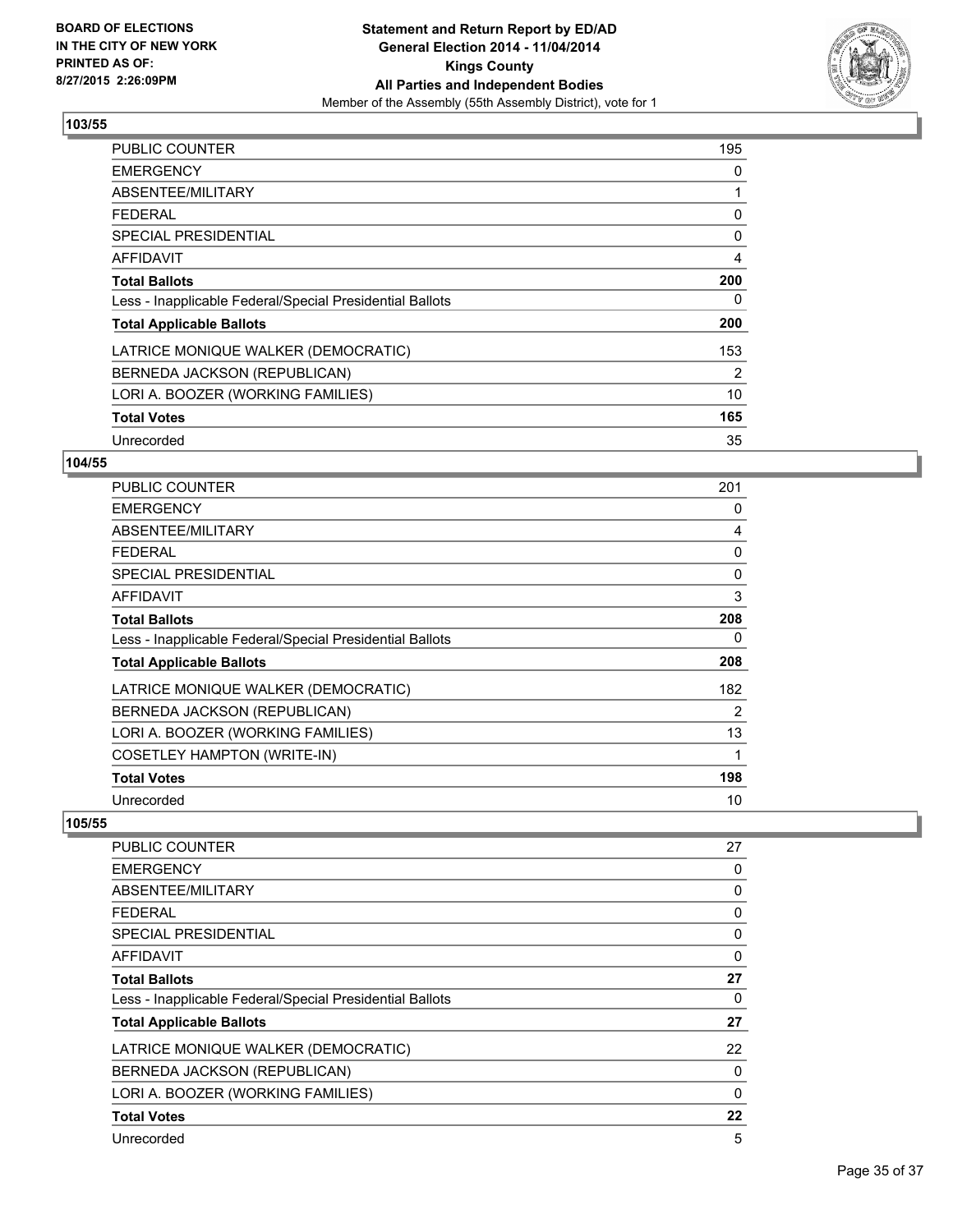## 103/55

| | |
|---|---|
| PUBLIC COUNTER | 195 |
| EMERGENCY | 0 |
| ABSENTEE/MILITARY | 1 |
| FEDERAL | 0 |
| SPECIAL PRESIDENTIAL | 0 |
| AFFIDAVIT | 4 |
| **Total Ballots** | **200** |
| Less - Inapplicable Federal/Special Presidential Ballots | 0 |
| **Total Applicable Ballots** | **200** |
| LATRICE MONIQUE WALKER (DEMOCRATIC) | 153 |
| BERNEDA JACKSON (REPUBLICAN) | 2 |
| LORI A. BOOZER (WORKING FAMILIES) | 10 |
| **Total Votes** | **165** |
| Unrecorded | 35 |

## 104/55

| | |
|---|---|
| PUBLIC COUNTER | 201 |
| EMERGENCY | 0 |
| ABSENTEE/MILITARY | 4 |
| FEDERAL | 0 |
| SPECIAL PRESIDENTIAL | 0 |
| AFFIDAVIT | 3 |
| **Total Ballots** | **208** |
| Less - Inapplicable Federal/Special Presidential Ballots | 0 |
| **Total Applicable Ballots** | **208** |
| LATRICE MONIQUE WALKER (DEMOCRATIC) | 182 |
| BERNEDA JACKSON (REPUBLICAN) | 2 |
| LORI A. BOOZER (WORKING FAMILIES) | 13 |
| COSETLEY HAMPTON (WRITE-IN) | 1 |
| **Total Votes** | **198** |
| Unrecorded | 10 |

## 105/55

| | |
|---|---|
| PUBLIC COUNTER | 27 |
| EMERGENCY | 0 |
| ABSENTEE/MILITARY | 0 |
| FEDERAL | 0 |
| SPECIAL PRESIDENTIAL | 0 |
| AFFIDAVIT | 0 |
| **Total Ballots** | **27** |
| Less - Inapplicable Federal/Special Presidential Ballots | 0 |
| **Total Applicable Ballots** | **27** |
| LATRICE MONIQUE WALKER (DEMOCRATIC) | 22 |
| BERNEDA JACKSON (REPUBLICAN) | 0 |
| LORI A. BOOZER (WORKING FAMILIES) | 0 |
| **Total Votes** | **22** |
| Unrecorded | 5 |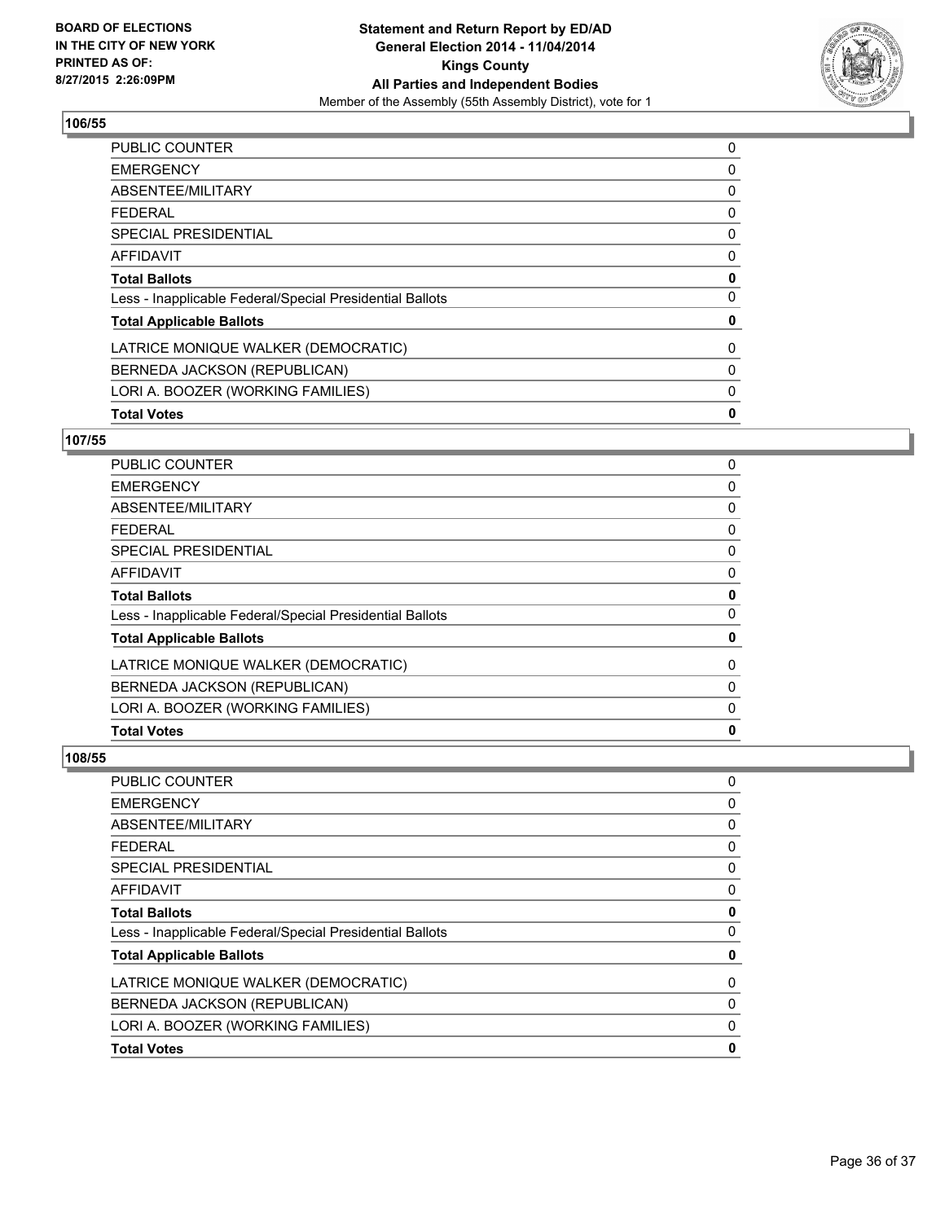**BOARD OF ELECTIONS IN THE CITY OF NEW YORK PRINTED AS OF: 8/27/2015 2:26:09PM**

**Statement and Return Report by ED/AD General Election 2014 - 11/04/2014 Kings County All Parties and Independent Bodies**
Member of the Assembly (55th Assembly District), vote for 1

## 106/55

| | |
|---|---|
| PUBLIC COUNTER | 0 |
| EMERGENCY | 0 |
| ABSENTEE/MILITARY | 0 |
| FEDERAL | 0 |
| SPECIAL PRESIDENTIAL | 0 |
| AFFIDAVIT | 0 |
| **Total Ballots** | **0** |
| Less - Inapplicable Federal/Special Presidential Ballots | 0 |
| **Total Applicable Ballots** | **0** |
| LATRICE MONIQUE WALKER (DEMOCRATIC) | 0 |
| BERNEDA JACKSON (REPUBLICAN) | 0 |
| LORI A. BOOZER (WORKING FAMILIES) | 0 |
| **Total Votes** | **0** |

## 107/55

| | |
|---|---|
| PUBLIC COUNTER | 0 |
| EMERGENCY | 0 |
| ABSENTEE/MILITARY | 0 |
| FEDERAL | 0 |
| SPECIAL PRESIDENTIAL | 0 |
| AFFIDAVIT | 0 |
| **Total Ballots** | **0** |
| Less - Inapplicable Federal/Special Presidential Ballots | 0 |
| **Total Applicable Ballots** | **0** |
| LATRICE MONIQUE WALKER (DEMOCRATIC) | 0 |
| BERNEDA JACKSON (REPUBLICAN) | 0 |
| LORI A. BOOZER (WORKING FAMILIES) | 0 |
| **Total Votes** | **0** |

## 108/55

| | |
|---|---|
| PUBLIC COUNTER | 0 |
| EMERGENCY | 0 |
| ABSENTEE/MILITARY | 0 |
| FEDERAL | 0 |
| SPECIAL PRESIDENTIAL | 0 |
| AFFIDAVIT | 0 |
| **Total Ballots** | **0** |
| Less - Inapplicable Federal/Special Presidential Ballots | 0 |
| **Total Applicable Ballots** | **0** |
| LATRICE MONIQUE WALKER (DEMOCRATIC) | 0 |
| BERNEDA JACKSON (REPUBLICAN) | 0 |
| LORI A. BOOZER (WORKING FAMILIES) | 0 |
| **Total Votes** | **0** |